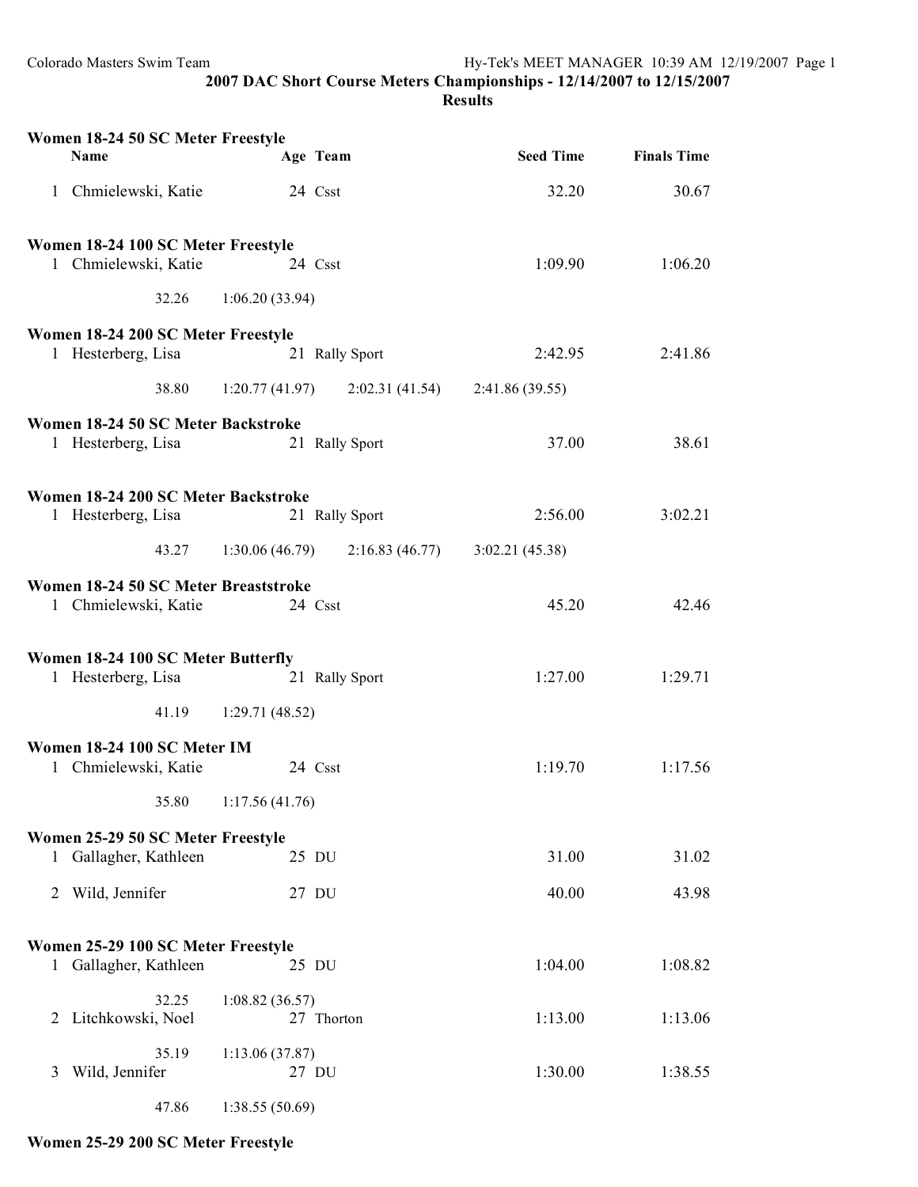## 2007 DAC Short Course Meters Championships - 12/14/2007 to 12/15/2007

### Results

**Women 18-24 50 SC Meter Freestyle**

| | Name | Age | Team | Seed Time | Finals Time |
|---|---|---|---|---|---|
| 1 | Chmielewski, Katie | 24 | Csst | 32.20 | 30.67 |

**Women 18-24 100 SC Meter Freestyle**

| | Name | Age | Team | Seed Time | Finals Time |
|---|---|---|---|---|---|
| 1 | Chmielewski, Katie | 24 | Csst | 1:09.90 | 1:06.20 |

32.26 1:06.20 (33.94)

**Women 18-24 200 SC Meter Freestyle**

| | Name | Age | Team | Seed Time | Finals Time |
|---|---|---|---|---|---|
| 1 | Hesterberg, Lisa | 21 | Rally Sport | 2:42.95 | 2:41.86 |

38.80 1:20.77 (41.97) 2:02.31 (41.54) 2:41.86 (39.55)

**Women 18-24 50 SC Meter Backstroke**

| | Name | Age | Team | Seed Time | Finals Time |
|---|---|---|---|---|---|
| 1 | Hesterberg, Lisa | 21 | Rally Sport | 37.00 | 38.61 |

**Women 18-24 200 SC Meter Backstroke**

| | Name | Age | Team | Seed Time | Finals Time |
|---|---|---|---|---|---|
| 1 | Hesterberg, Lisa | 21 | Rally Sport | 2:56.00 | 3:02.21 |

43.27 1:30.06 (46.79) 2:16.83 (46.77) 3:02.21 (45.38)

**Women 18-24 50 SC Meter Breaststroke**

| | Name | Age | Team | Seed Time | Finals Time |
|---|---|---|---|---|---|
| 1 | Chmielewski, Katie | 24 | Csst | 45.20 | 42.46 |

**Women 18-24 100 SC Meter Butterfly**

| | Name | Age | Team | Seed Time | Finals Time |
|---|---|---|---|---|---|
| 1 | Hesterberg, Lisa | 21 | Rally Sport | 1:27.00 | 1:29.71 |

41.19 1:29.71 (48.52)

**Women 18-24 100 SC Meter IM**

| | Name | Age | Team | Seed Time | Finals Time |
|---|---|---|---|---|---|
| 1 | Chmielewski, Katie | 24 | Csst | 1:19.70 | 1:17.56 |

35.80 1:17.56 (41.76)

**Women 25-29 50 SC Meter Freestyle**

| | Name | Age | Team | Seed Time | Finals Time |
|---|---|---|---|---|---|
| 1 | Gallagher, Kathleen | 25 | DU | 31.00 | 31.02 |
| 2 | Wild, Jennifer | 27 | DU | 40.00 | 43.98 |

**Women 25-29 100 SC Meter Freestyle**

| | Name | Age | Team | Seed Time | Finals Time |
|---|---|---|---|---|---|
| 1 | Gallagher, Kathleen | 25 | DU | 1:04.00 | 1:08.82 |
| | 32.25 1:08.82 (36.57) | | | | |
| 2 | Litchkowski, Noel | 27 | Thorton | 1:13.00 | 1:13.06 |
| | 35.19 1:13.06 (37.87) | | | | |
| 3 | Wild, Jennifer | 27 | DU | 1:30.00 | 1:38.55 |
| | 47.86 1:38.55 (50.69) | | | | |

**Women 25-29 200 SC Meter Freestyle**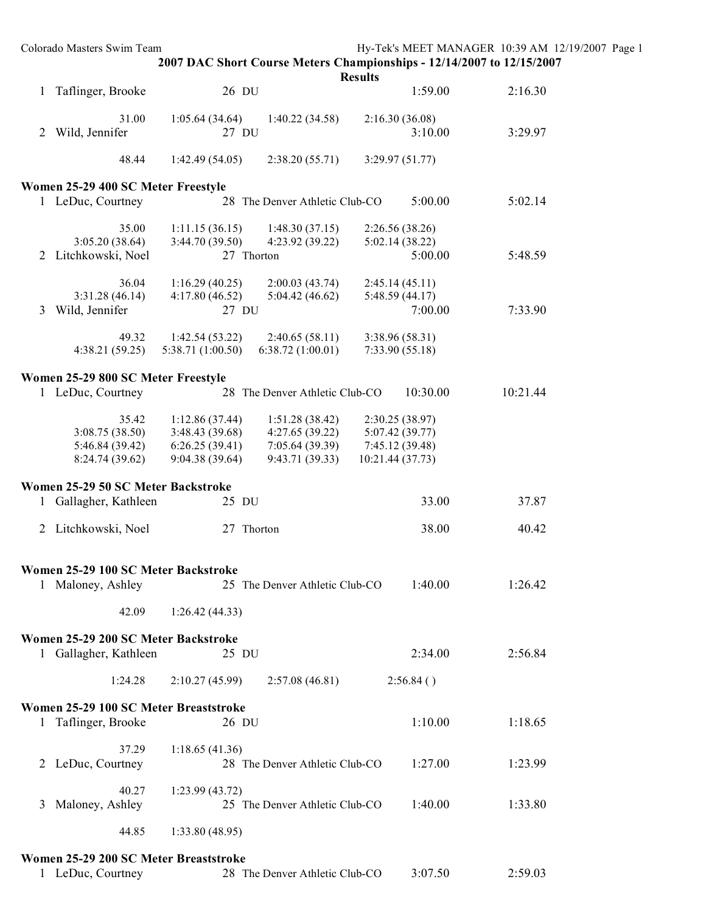## 2007 DAC Short Course Meters Championships - 12/14/2007 to 12/15/2007

### Results

| Place | Name | Age | Team | Seed Time | Finals Time |
|---|---|---|---|---|---|
| 1 | Taflinger, Brooke | 26 | DU | 1:59.00 | 2:16.30 |
| | 31.00 | 1:05.64 (34.64) | 1:40.22 (34.58) | 2:16.30 (36.08) | |
| 2 | Wild, Jennifer | 27 | DU | 3:10.00 | 3:29.97 |
| | 48.44 | 1:42.49 (54.05) | 2:38.20 (55.71) | 3:29.97 (51.77) | |

### Women 25-29 400 SC Meter Freestyle

| Place | Name | Age | Team | Seed Time | Finals Time |
|---|---|---|---|---|---|
| 1 | LeDuc, Courtney | 28 | The Denver Athletic Club-CO | 5:00.00 | 5:02.14 |
| | 35.00 | 1:11.15 (36.15) | 1:48.30 (37.15) | 2:26.56 (38.26) | |
| | 3:05.20 (38.64) | 3:44.70 (39.50) | 4:23.92 (39.22) | 5:02.14 (38.22) | |
| 2 | Litchkowski, Noel | 27 | Thorton | 5:00.00 | 5:48.59 |
| | 36.04 | 1:16.29 (40.25) | 2:00.03 (43.74) | 2:45.14 (45.11) | |
| | 3:31.28 (46.14) | 4:17.80 (46.52) | 5:04.42 (46.62) | 5:48.59 (44.17) | |
| 3 | Wild, Jennifer | 27 | DU | 7:00.00 | 7:33.90 |
| | 49.32 | 1:42.54 (53.22) | 2:40.65 (58.11) | 3:38.96 (58.31) | |
| | 4:38.21 (59.25) | 5:38.71 (1:00.50) | 6:38.72 (1:00.01) | 7:33.90 (55.18) | |

### Women 25-29 800 SC Meter Freestyle

| Place | Name | Age | Team | Seed Time | Finals Time |
|---|---|---|---|---|---|
| 1 | LeDuc, Courtney | 28 | The Denver Athletic Club-CO | 10:30.00 | 10:21.44 |
| | 35.42 | 1:12.86 (37.44) | 1:51.28 (38.42) | 2:30.25 (38.97) | |
| | 3:08.75 (38.50) | 3:48.43 (39.68) | 4:27.65 (39.22) | 5:07.42 (39.77) | |
| | 5:46.84 (39.42) | 6:26.25 (39.41) | 7:05.64 (39.39) | 7:45.12 (39.48) | |
| | 8:24.74 (39.62) | 9:04.38 (39.64) | 9:43.71 (39.33) | 10:21.44 (37.73) | |

### Women 25-29 50 SC Meter Backstroke

| Place | Name | Age | Team | Seed Time | Finals Time |
|---|---|---|---|---|---|
| 1 | Gallagher, Kathleen | 25 | DU | 33.00 | 37.87 |
| 2 | Litchkowski, Noel | 27 | Thorton | 38.00 | 40.42 |

### Women 25-29 100 SC Meter Backstroke

| Place | Name | Age | Team | Seed Time | Finals Time |
|---|---|---|---|---|---|
| 1 | Maloney, Ashley | 25 | The Denver Athletic Club-CO | 1:40.00 | 1:26.42 |
| | 42.09 | 1:26.42 (44.33) | | | |

### Women 25-29 200 SC Meter Backstroke

| Place | Name | Age | Team | Seed Time | Finals Time |
|---|---|---|---|---|---|
| 1 | Gallagher, Kathleen | 25 | DU | 2:34.00 | 2:56.84 |
| | 1:24.28 | 2:10.27 (45.99) | 2:57.08 (46.81) | 2:56.84 ( ) | |

### Women 25-29 100 SC Meter Breaststroke

| Place | Name | Age | Team | Seed Time | Finals Time |
|---|---|---|---|---|---|
| 1 | Taflinger, Brooke | 26 | DU | 1:10.00 | 1:18.65 |
| | 37.29 | 1:18.65 (41.36) | | | |
| 2 | LeDuc, Courtney | 28 | The Denver Athletic Club-CO | 1:27.00 | 1:23.99 |
| | 40.27 | 1:23.99 (43.72) | | | |
| 3 | Maloney, Ashley | 25 | The Denver Athletic Club-CO | 1:40.00 | 1:33.80 |
| | 44.85 | 1:33.80 (48.95) | | | |

### Women 25-29 200 SC Meter Breaststroke

| Place | Name | Age | Team | Seed Time | Finals Time |
|---|---|---|---|---|---|
| 1 | LeDuc, Courtney | 28 | The Denver Athletic Club-CO | 3:07.50 | 2:59.03 |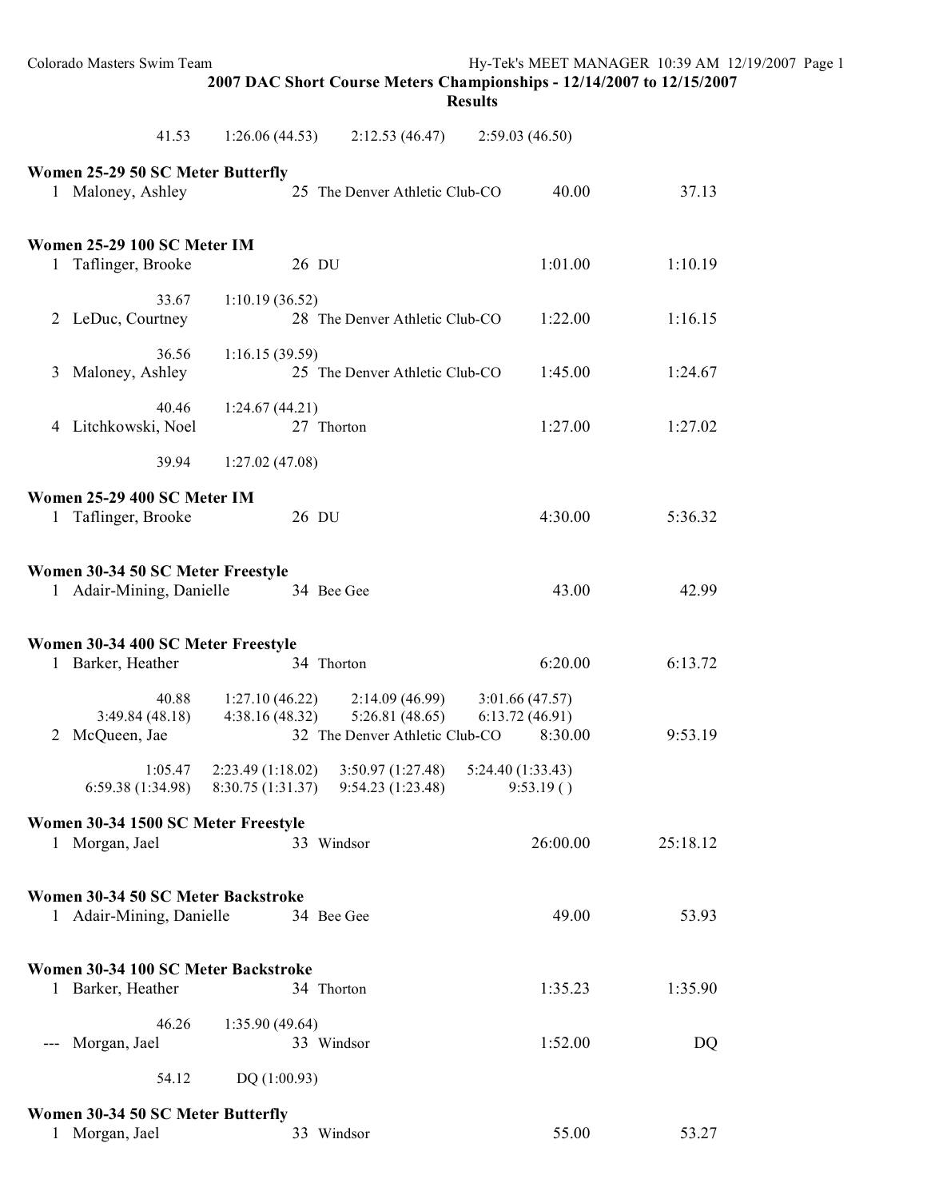## 2007 DAC Short Course Meters Championships - 12/14/2007 to 12/15/2007

### Results

41.53    1:26.06 (44.53)    2:12.53 (46.47)    2:59.03 (46.50)

**Women 25-29 50 SC Meter Butterfly**

| | Name | Age | Team | Seed Time | Finals Time |
|---|---|---|---|---|---|
| 1 | Maloney, Ashley | 25 | The Denver Athletic Club-CO | 40.00 | 37.13 |

**Women 25-29 100 SC Meter IM**

| | Name | Age | Team | Seed Time | Finals Time |
|---|---|---|---|---|---|
| 1 | Taflinger, Brooke | 26 | DU | 1:01.00 | 1:10.19 |
| | 33.67    1:10.19 (36.52) | | | | |
| 2 | LeDuc, Courtney | 28 | The Denver Athletic Club-CO | 1:22.00 | 1:16.15 |
| | 36.56    1:16.15 (39.59) | | | | |
| 3 | Maloney, Ashley | 25 | The Denver Athletic Club-CO | 1:45.00 | 1:24.67 |
| | 40.46    1:24.67 (44.21) | | | | |
| 4 | Litchkowski, Noel | 27 | Thorton | 1:27.00 | 1:27.02 |
| | 39.94    1:27.02 (47.08) | | | | |

**Women 25-29 400 SC Meter IM**

| | Name | Age | Team | Seed Time | Finals Time |
|---|---|---|---|---|---|
| 1 | Taflinger, Brooke | 26 | DU | 4:30.00 | 5:36.32 |

**Women 30-34 50 SC Meter Freestyle**

| | Name | Age | Team | Seed Time | Finals Time |
|---|---|---|---|---|---|
| 1 | Adair-Mining, Danielle | 34 | Bee Gee | 43.00 | 42.99 |

**Women 30-34 400 SC Meter Freestyle**

| | Name | Age | Team | Seed Time | Finals Time |
|---|---|---|---|---|---|
| 1 | Barker, Heather | 34 | Thorton | 6:20.00 | 6:13.72 |
| | 40.88    1:27.10 (46.22)    2:14.09 (46.99)    3:01.66 (47.57) | | | | |
| | 3:49.84 (48.18)    4:38.16 (48.32)    5:26.81 (48.65)    6:13.72 (46.91) | | | | |
| 2 | McQueen, Jae | 32 | The Denver Athletic Club-CO | 8:30.00 | 9:53.19 |
| | 1:05.47    2:23.49 (1:18.02)    3:50.97 (1:27.48)    5:24.40 (1:33.43) | | | | |
| | 6:59.38 (1:34.98)    8:30.75 (1:31.37)    9:54.23 (1:23.48)    9:53.19 ( ) | | | | |

**Women 30-34 1500 SC Meter Freestyle**

| | Name | Age | Team | Seed Time | Finals Time |
|---|---|---|---|---|---|
| 1 | Morgan, Jael | 33 | Windsor | 26:00.00 | 25:18.12 |

**Women 30-34 50 SC Meter Backstroke**

| | Name | Age | Team | Seed Time | Finals Time |
|---|---|---|---|---|---|
| 1 | Adair-Mining, Danielle | 34 | Bee Gee | 49.00 | 53.93 |

**Women 30-34 100 SC Meter Backstroke**

| | Name | Age | Team | Seed Time | Finals Time |
|---|---|---|---|---|---|
| 1 | Barker, Heather | 34 | Thorton | 1:35.23 | 1:35.90 |
| | 46.26    1:35.90 (49.64) | | | | |
| --- | Morgan, Jael | 33 | Windsor | 1:52.00 | DQ |
| | 54.12    DQ (1:00.93) | | | | |

**Women 30-34 50 SC Meter Butterfly**

| | Name | Age | Team | Seed Time | Finals Time |
|---|---|---|---|---|---|
| 1 | Morgan, Jael | 33 | Windsor | 55.00 | 53.27 |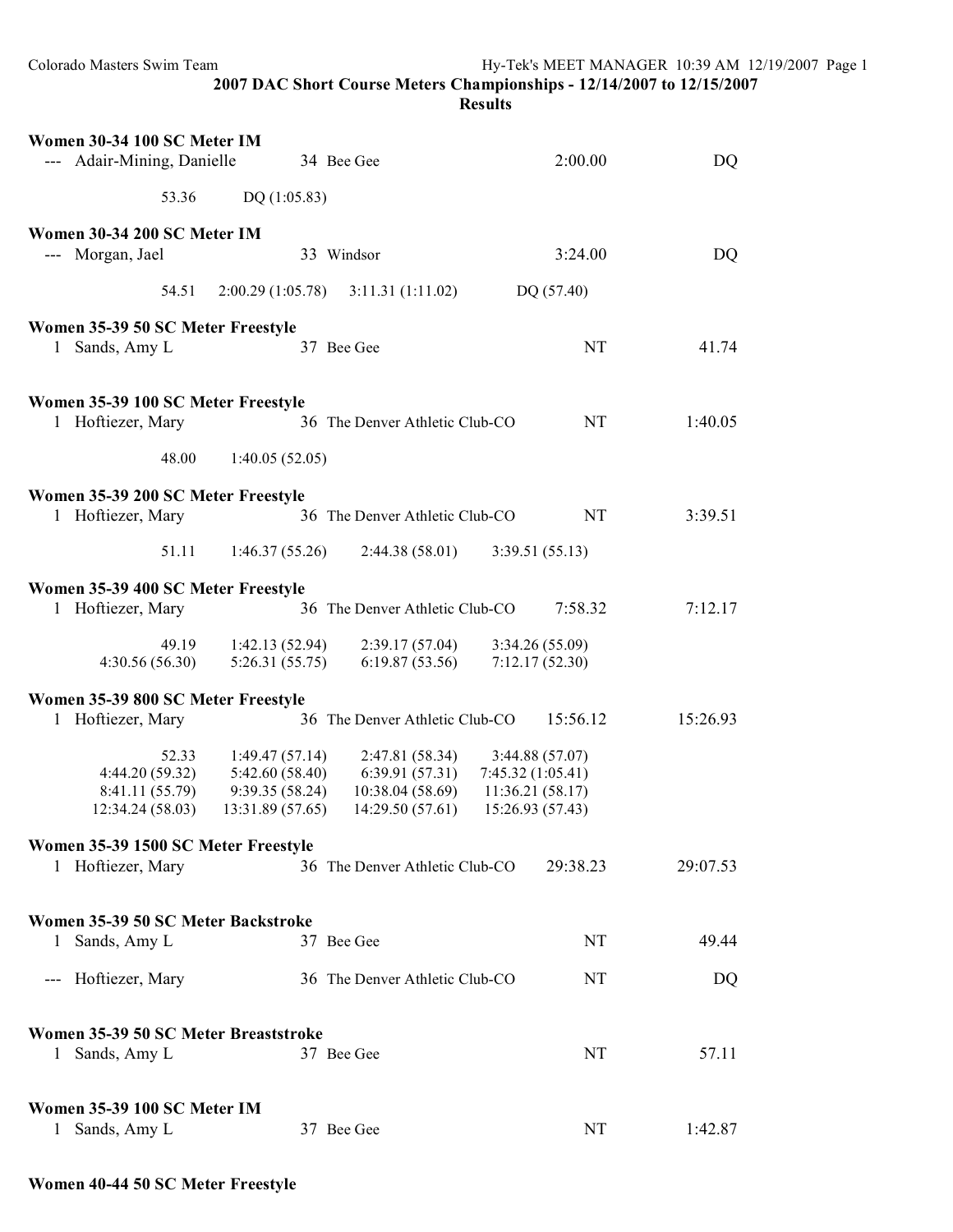**2007 DAC Short Course Meters Championships - 12/14/2007 to 12/15/2007**
**Results**

**Women 30-34 100 SC Meter IM**

--- Adair-Mining, Danielle 34 Bee Gee 2:00.00 DQ

53.36 DQ (1:05.83)

**Women 30-34 200 SC Meter IM**

--- Morgan, Jael 33 Windsor 3:24.00 DQ

54.51 2:00.29 (1:05.78) 3:11.31 (1:11.02) DQ (57.40)

**Women 35-39 50 SC Meter Freestyle**

1 Sands, Amy L 37 Bee Gee NT 41.74

**Women 35-39 100 SC Meter Freestyle**

1 Hoftiezer, Mary 36 The Denver Athletic Club-CO NT 1:40.05

48.00 1:40.05 (52.05)

**Women 35-39 200 SC Meter Freestyle**

1 Hoftiezer, Mary 36 The Denver Athletic Club-CO NT 3:39.51

51.11 1:46.37 (55.26) 2:44.38 (58.01) 3:39.51 (55.13)

**Women 35-39 400 SC Meter Freestyle**

1 Hoftiezer, Mary 36 The Denver Athletic Club-CO 7:58.32 7:12.17

49.19 1:42.13 (52.94) 2:39.17 (57.04) 3:34.26 (55.09)
4:30.56 (56.30) 5:26.31 (55.75) 6:19.87 (53.56) 7:12.17 (52.30)

**Women 35-39 800 SC Meter Freestyle**

1 Hoftiezer, Mary 36 The Denver Athletic Club-CO 15:56.12 15:26.93

52.33 1:49.47 (57.14) 2:47.81 (58.34) 3:44.88 (57.07)
4:44.20 (59.32) 5:42.60 (58.40) 6:39.91 (57.31) 7:45.32 (1:05.41)
8:41.11 (55.79) 9:39.35 (58.24) 10:38.04 (58.69) 11:36.21 (58.17)
12:34.24 (58.03) 13:31.89 (57.65) 14:29.50 (57.61) 15:26.93 (57.43)

**Women 35-39 1500 SC Meter Freestyle**

1 Hoftiezer, Mary 36 The Denver Athletic Club-CO 29:38.23 29:07.53

**Women 35-39 50 SC Meter Backstroke**

1 Sands, Amy L 37 Bee Gee NT 49.44

--- Hoftiezer, Mary 36 The Denver Athletic Club-CO NT DQ

**Women 35-39 50 SC Meter Breaststroke**

1 Sands, Amy L 37 Bee Gee NT 57.11

**Women 35-39 100 SC Meter IM**

1 Sands, Amy L 37 Bee Gee NT 1:42.87

**Women 40-44 50 SC Meter Freestyle**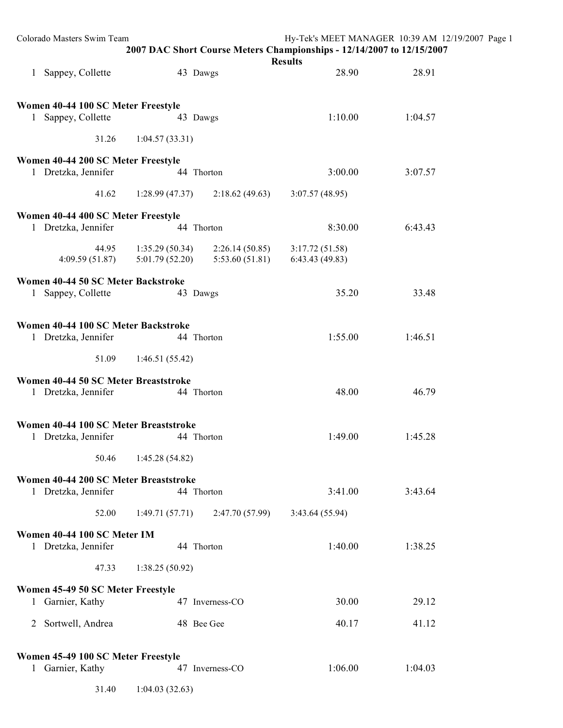## 2007 DAC Short Course Meters Championships - 12/14/2007 to 12/15/2007

### Results

1 Sappey, Collette 43 Dawgs 28.90 28.91

**Women 40-44 100 SC Meter Freestyle**

1 Sappey, Collette 43 Dawgs 1:10.00 1:04.57

31.26 1:04.57 (33.31)

**Women 40-44 200 SC Meter Freestyle**

1 Dretzka, Jennifer 44 Thorton 3:00.00 3:07.57

41.62 1:28.99 (47.37) 2:18.62 (49.63) 3:07.57 (48.95)

**Women 40-44 400 SC Meter Freestyle**

1 Dretzka, Jennifer 44 Thorton 8:30.00 6:43.43

44.95 1:35.29 (50.34) 2:26.14 (50.85) 3:17.72 (51.58)
4:09.59 (51.87) 5:01.79 (52.20) 5:53.60 (51.81) 6:43.43 (49.83)

**Women 40-44 50 SC Meter Backstroke**

1 Sappey, Collette 43 Dawgs 35.20 33.48

**Women 40-44 100 SC Meter Backstroke**

1 Dretzka, Jennifer 44 Thorton 1:55.00 1:46.51

51.09 1:46.51 (55.42)

**Women 40-44 50 SC Meter Breaststroke**

1 Dretzka, Jennifer 44 Thorton 48.00 46.79

**Women 40-44 100 SC Meter Breaststroke**

1 Dretzka, Jennifer 44 Thorton 1:49.00 1:45.28

50.46 1:45.28 (54.82)

**Women 40-44 200 SC Meter Breaststroke**

1 Dretzka, Jennifer 44 Thorton 3:41.00 3:43.64

52.00 1:49.71 (57.71) 2:47.70 (57.99) 3:43.64 (55.94)

**Women 40-44 100 SC Meter IM**

1 Dretzka, Jennifer 44 Thorton 1:40.00 1:38.25

47.33 1:38.25 (50.92)

**Women 45-49 50 SC Meter Freestyle**

1 Garnier, Kathy 47 Inverness-CO 30.00 29.12

2 Sortwell, Andrea 48 Bee Gee 40.17 41.12

**Women 45-49 100 SC Meter Freestyle**

1 Garnier, Kathy 47 Inverness-CO 1:06.00 1:04.03

31.40 1:04.03 (32.63)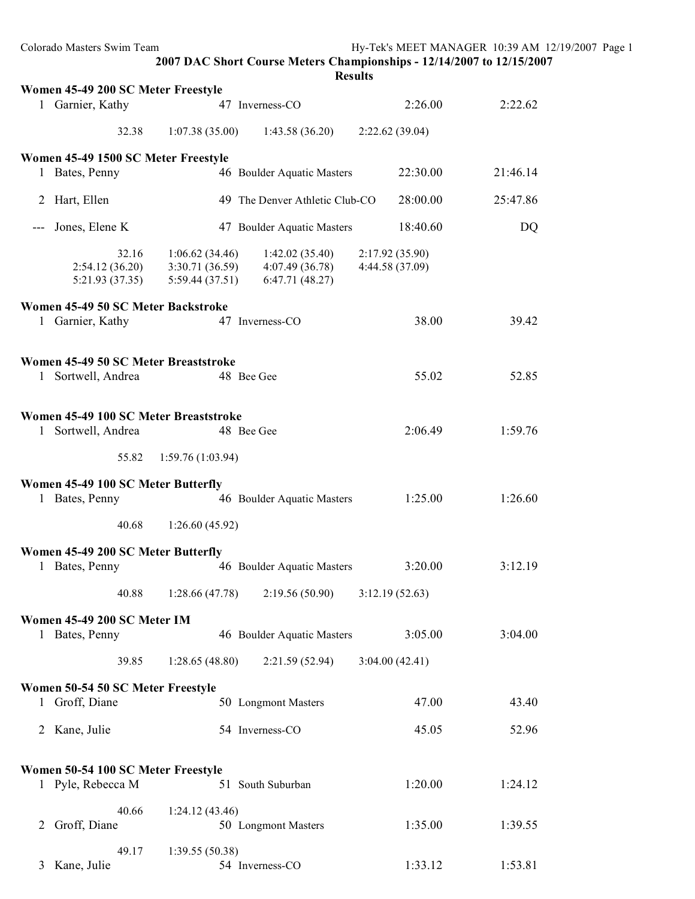## 2007 DAC Short Course Meters Championships - 12/14/2007 to 12/15/2007

### Results

**Women 45-49 200 SC Meter Freestyle**

1 Garnier, Kathy 47 Inverness-CO 2:26.00 2:22.62

32.38 1:07.38 (35.00) 1:43.58 (36.20) 2:22.62 (39.04)

**Women 45-49 1500 SC Meter Freestyle**

1 Bates, Penny 46 Boulder Aquatic Masters 22:30.00 21:46.14

2 Hart, Ellen 49 The Denver Athletic Club-CO 28:00.00 25:47.86

--- Jones, Elene K 47 Boulder Aquatic Masters 18:40.60 DQ

32.16 1:06.62 (34.46) 1:42.02 (35.40) 2:17.92 (35.90)
2:54.12 (36.20) 3:30.71 (36.59) 4:07.49 (36.78) 4:44.58 (37.09)
5:21.93 (37.35) 5:59.44 (37.51) 6:47.71 (48.27)

**Women 45-49 50 SC Meter Backstroke**

1 Garnier, Kathy 47 Inverness-CO 38.00 39.42

**Women 45-49 50 SC Meter Breaststroke**

1 Sortwell, Andrea 48 Bee Gee 55.02 52.85

**Women 45-49 100 SC Meter Breaststroke**

1 Sortwell, Andrea 48 Bee Gee 2:06.49 1:59.76

55.82 1:59.76 (1:03.94)

**Women 45-49 100 SC Meter Butterfly**

1 Bates, Penny 46 Boulder Aquatic Masters 1:25.00 1:26.60

40.68 1:26.60 (45.92)

**Women 45-49 200 SC Meter Butterfly**

1 Bates, Penny 46 Boulder Aquatic Masters 3:20.00 3:12.19

40.88 1:28.66 (47.78) 2:19.56 (50.90) 3:12.19 (52.63)

**Women 45-49 200 SC Meter IM**

1 Bates, Penny 46 Boulder Aquatic Masters 3:05.00 3:04.00

39.85 1:28.65 (48.80) 2:21.59 (52.94) 3:04.00 (42.41)

**Women 50-54 50 SC Meter Freestyle**

1 Groff, Diane 50 Longmont Masters 47.00 43.40

2 Kane, Julie 54 Inverness-CO 45.05 52.96

**Women 50-54 100 SC Meter Freestyle**

1 Pyle, Rebecca M 51 South Suburban 1:20.00 1:24.12

40.66 1:24.12 (43.46)

2 Groff, Diane 50 Longmont Masters 1:35.00 1:39.55

49.17 1:39.55 (50.38)

3 Kane, Julie 54 Inverness-CO 1:33.12 1:53.81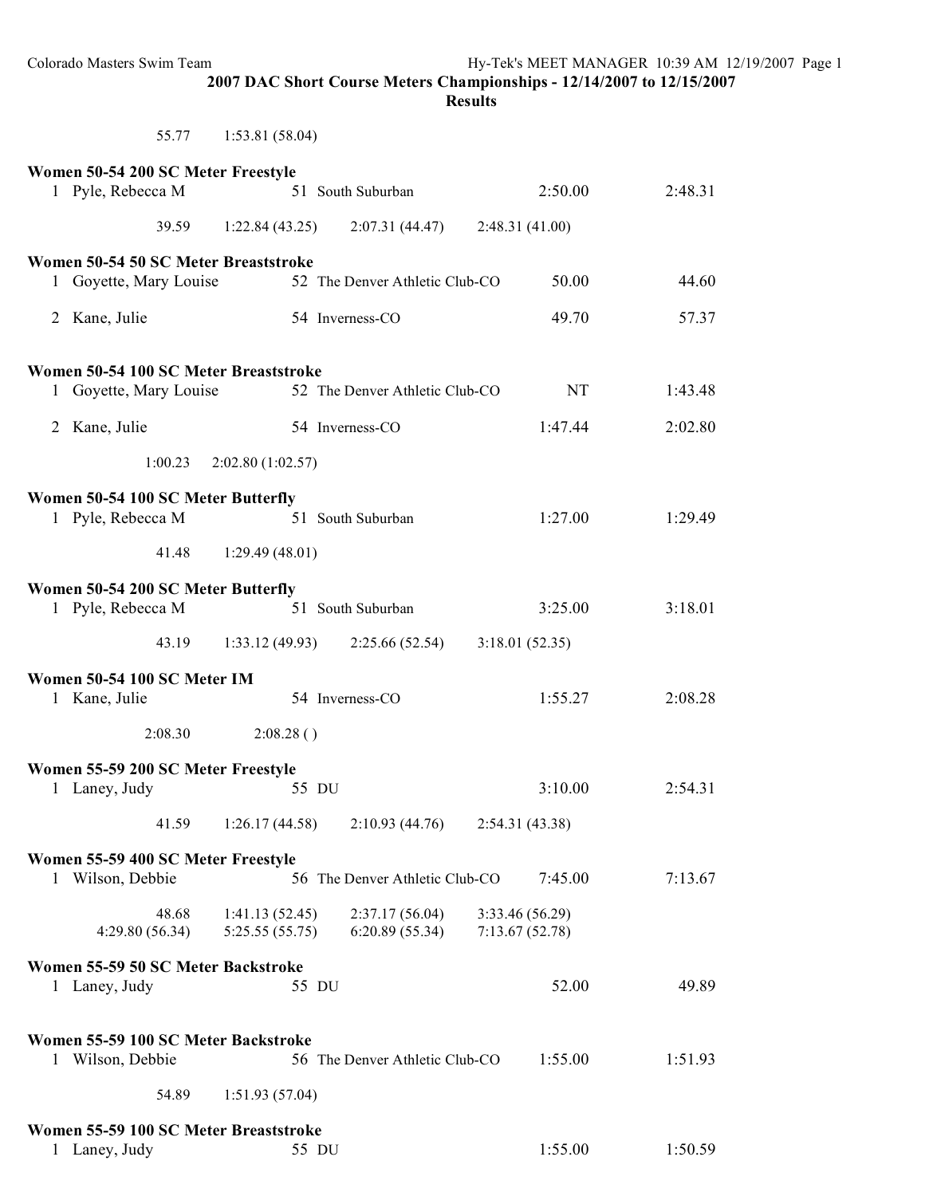**2007 DAC Short Course Meters Championships - 12/14/2007 to 12/15/2007**
**Results**

55.77    1:53.81 (58.04)

**Women 50-54 200 SC Meter Freestyle**

1 Pyle, Rebecca M    51 South Suburban    2:50.00    2:48.31

39.59    1:22.84 (43.25)    2:07.31 (44.47)    2:48.31 (41.00)

**Women 50-54 50 SC Meter Breaststroke**

1 Goyette, Mary Louise    52 The Denver Athletic Club-CO    50.00    44.60

2 Kane, Julie    54 Inverness-CO    49.70    57.37

**Women 50-54 100 SC Meter Breaststroke**

1 Goyette, Mary Louise    52 The Denver Athletic Club-CO    NT    1:43.48

2 Kane, Julie    54 Inverness-CO    1:47.44    2:02.80

1:00.23    2:02.80 (1:02.57)

**Women 50-54 100 SC Meter Butterfly**

1 Pyle, Rebecca M    51 South Suburban    1:27.00    1:29.49

41.48    1:29.49 (48.01)

**Women 50-54 200 SC Meter Butterfly**

1 Pyle, Rebecca M    51 South Suburban    3:25.00    3:18.01

43.19    1:33.12 (49.93)    2:25.66 (52.54)    3:18.01 (52.35)

**Women 50-54 100 SC Meter IM**

1 Kane, Julie    54 Inverness-CO    1:55.27    2:08.28

2:08.30    2:08.28 ( )

**Women 55-59 200 SC Meter Freestyle**

1 Laney, Judy    55 DU    3:10.00    2:54.31

41.59    1:26.17 (44.58)    2:10.93 (44.76)    2:54.31 (43.38)

**Women 55-59 400 SC Meter Freestyle**

1 Wilson, Debbie    56 The Denver Athletic Club-CO    7:45.00    7:13.67

48.68    1:41.13 (52.45)    2:37.17 (56.04)    3:33.46 (56.29)
4:29.80 (56.34)    5:25.55 (55.75)    6:20.89 (55.34)    7:13.67 (52.78)

**Women 55-59 50 SC Meter Backstroke**

1 Laney, Judy    55 DU    52.00    49.89

**Women 55-59 100 SC Meter Backstroke**

1 Wilson, Debbie    56 The Denver Athletic Club-CO    1:55.00    1:51.93

54.89    1:51.93 (57.04)

**Women 55-59 100 SC Meter Breaststroke**

1 Laney, Judy    55 DU    1:55.00    1:50.59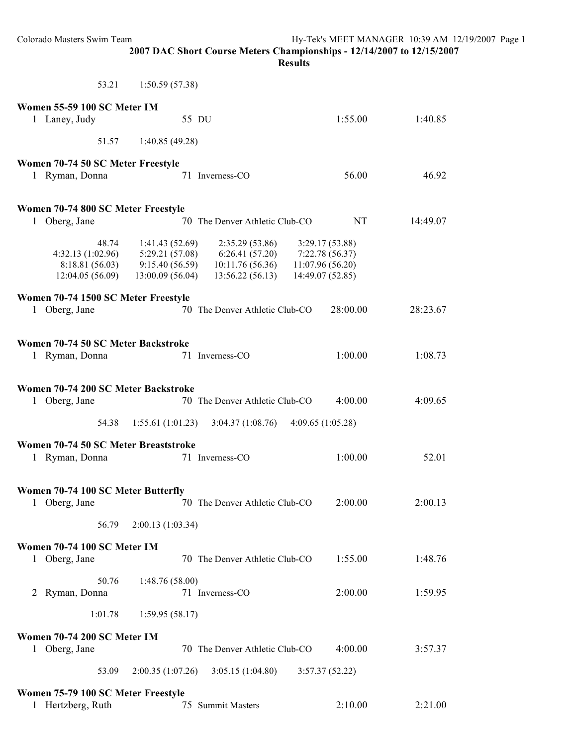## 2007 DAC Short Course Meters Championships - 12/14/2007 to 12/15/2007

### Results

53.21  1:50.59 (57.38)

**Women 55-59 100 SC Meter IM**

| | Name | Age | Team | Seed Time | Finals Time |
|---|---|---|---|---|---|
| 1 | Laney, Judy | 55 | DU | 1:55.00 | 1:40.85 |

51.57  1:40.85 (49.28)

**Women 70-74 50 SC Meter Freestyle**

| | Name | Age | Team | Seed Time | Finals Time |
|---|---|---|---|---|---|
| 1 | Ryman, Donna | 71 | Inverness-CO | 56.00 | 46.92 |

**Women 70-74 800 SC Meter Freestyle**

| | Name | Age | Team | Seed Time | Finals Time |
|---|---|---|---|---|---|
| 1 | Oberg, Jane | 70 | The Denver Athletic Club-CO | NT | 14:49.07 |

| | | | |
|---|---|---|---|
| 48.74 | 1:41.43 (52.69) | 2:35.29 (53.86) | 3:29.17 (53.88) |
| 4:32.13 (1:02.96) | 5:29.21 (57.08) | 6:26.41 (57.20) | 7:22.78 (56.37) |
| 8:18.81 (56.03) | 9:15.40 (56.59) | 10:11.76 (56.36) | 11:07.96 (56.20) |
| 12:04.05 (56.09) | 13:00.09 (56.04) | 13:56.22 (56.13) | 14:49.07 (52.85) |

**Women 70-74 1500 SC Meter Freestyle**

| | Name | Age | Team | Seed Time | Finals Time |
|---|---|---|---|---|---|
| 1 | Oberg, Jane | 70 | The Denver Athletic Club-CO | 28:00.00 | 28:23.67 |

**Women 70-74 50 SC Meter Backstroke**

| | Name | Age | Team | Seed Time | Finals Time |
|---|---|---|---|---|---|
| 1 | Ryman, Donna | 71 | Inverness-CO | 1:00.00 | 1:08.73 |

**Women 70-74 200 SC Meter Backstroke**

| | Name | Age | Team | Seed Time | Finals Time |
|---|---|---|---|---|---|
| 1 | Oberg, Jane | 70 | The Denver Athletic Club-CO | 4:00.00 | 4:09.65 |

54.38  1:55.61 (1:01.23)  3:04.37 (1:08.76)  4:09.65 (1:05.28)

**Women 70-74 50 SC Meter Breaststroke**

| | Name | Age | Team | Seed Time | Finals Time |
|---|---|---|---|---|---|
| 1 | Ryman, Donna | 71 | Inverness-CO | 1:00.00 | 52.01 |

**Women 70-74 100 SC Meter Butterfly**

| | Name | Age | Team | Seed Time | Finals Time |
|---|---|---|---|---|---|
| 1 | Oberg, Jane | 70 | The Denver Athletic Club-CO | 2:00.00 | 2:00.13 |

56.79  2:00.13 (1:03.34)

**Women 70-74 100 SC Meter IM**

| | Name | Age | Team | Seed Time | Finals Time |
|---|---|---|---|---|---|
| 1 | Oberg, Jane | 70 | The Denver Athletic Club-CO | 1:55.00 | 1:48.76 |

50.76  1:48.76 (58.00)

| | Name | Age | Team | Seed Time | Finals Time |
|---|---|---|---|---|---|
| 2 | Ryman, Donna | 71 | Inverness-CO | 2:00.00 | 1:59.95 |

1:01.78  1:59.95 (58.17)

**Women 70-74 200 SC Meter IM**

| | Name | Age | Team | Seed Time | Finals Time |
|---|---|---|---|---|---|
| 1 | Oberg, Jane | 70 | The Denver Athletic Club-CO | 4:00.00 | 3:57.37 |

53.09  2:00.35 (1:07.26)  3:05.15 (1:04.80)  3:57.37 (52.22)

**Women 75-79 100 SC Meter Freestyle**

| | Name | Age | Team | Seed Time | Finals Time |
|---|---|---|---|---|---|
| 1 | Hertzberg, Ruth | 75 | Summit Masters | 2:10.00 | 2:21.00 |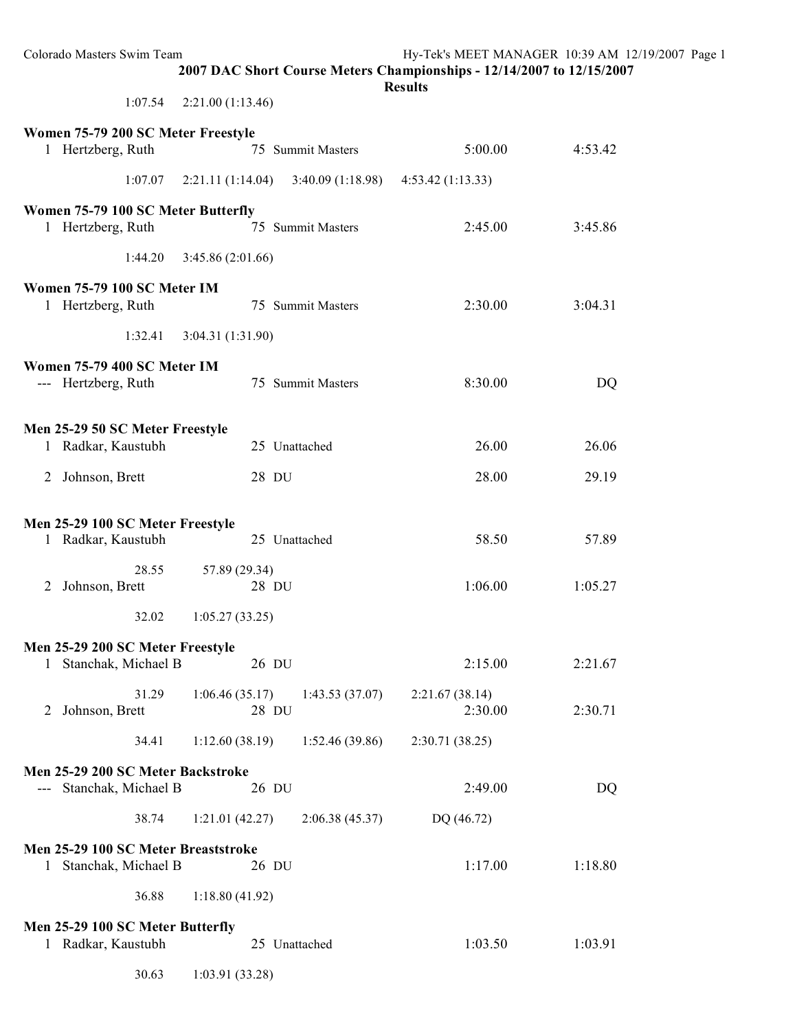2007 DAC Short Course Meters Championships - 12/14/2007 to 12/15/2007

Results

1:07.54 2:21.00 (1:13.46)

**Women 75-79 200 SC Meter Freestyle**

1 Hertzberg, Ruth 75 Summit Masters 5:00.00 4:53.42

1:07.07 2:21.11 (1:14.04) 3:40.09 (1:18.98) 4:53.42 (1:13.33)

**Women 75-79 100 SC Meter Butterfly**

1 Hertzberg, Ruth 75 Summit Masters 2:45.00 3:45.86

1:44.20 3:45.86 (2:01.66)

**Women 75-79 100 SC Meter IM**

1 Hertzberg, Ruth 75 Summit Masters 2:30.00 3:04.31

1:32.41 3:04.31 (1:31.90)

**Women 75-79 400 SC Meter IM**

--- Hertzberg, Ruth 75 Summit Masters 8:30.00 DQ

**Men 25-29 50 SC Meter Freestyle**

1 Radkar, Kaustubh 25 Unattached 26.00 26.06

2 Johnson, Brett 28 DU 28.00 29.19

**Men 25-29 100 SC Meter Freestyle**

1 Radkar, Kaustubh 25 Unattached 58.50 57.89

28.55 57.89 (29.34)

2 Johnson, Brett 28 DU 1:06.00 1:05.27

32.02 1:05.27 (33.25)

**Men 25-29 200 SC Meter Freestyle**

1 Stanchak, Michael B 26 DU 2:15.00 2:21.67

31.29 1:06.46 (35.17) 1:43.53 (37.07) 2:21.67 (38.14)

2 Johnson, Brett 28 DU 2:30.00 2:30.71

34.41 1:12.60 (38.19) 1:52.46 (39.86) 2:30.71 (38.25)

**Men 25-29 200 SC Meter Backstroke**

--- Stanchak, Michael B 26 DU 2:49.00 DQ

38.74 1:21.01 (42.27) 2:06.38 (45.37) DQ (46.72)

**Men 25-29 100 SC Meter Breaststroke**

1 Stanchak, Michael B 26 DU 1:17.00 1:18.80

36.88 1:18.80 (41.92)

**Men 25-29 100 SC Meter Butterfly**

1 Radkar, Kaustubh 25 Unattached 1:03.50 1:03.91

30.63 1:03.91 (33.28)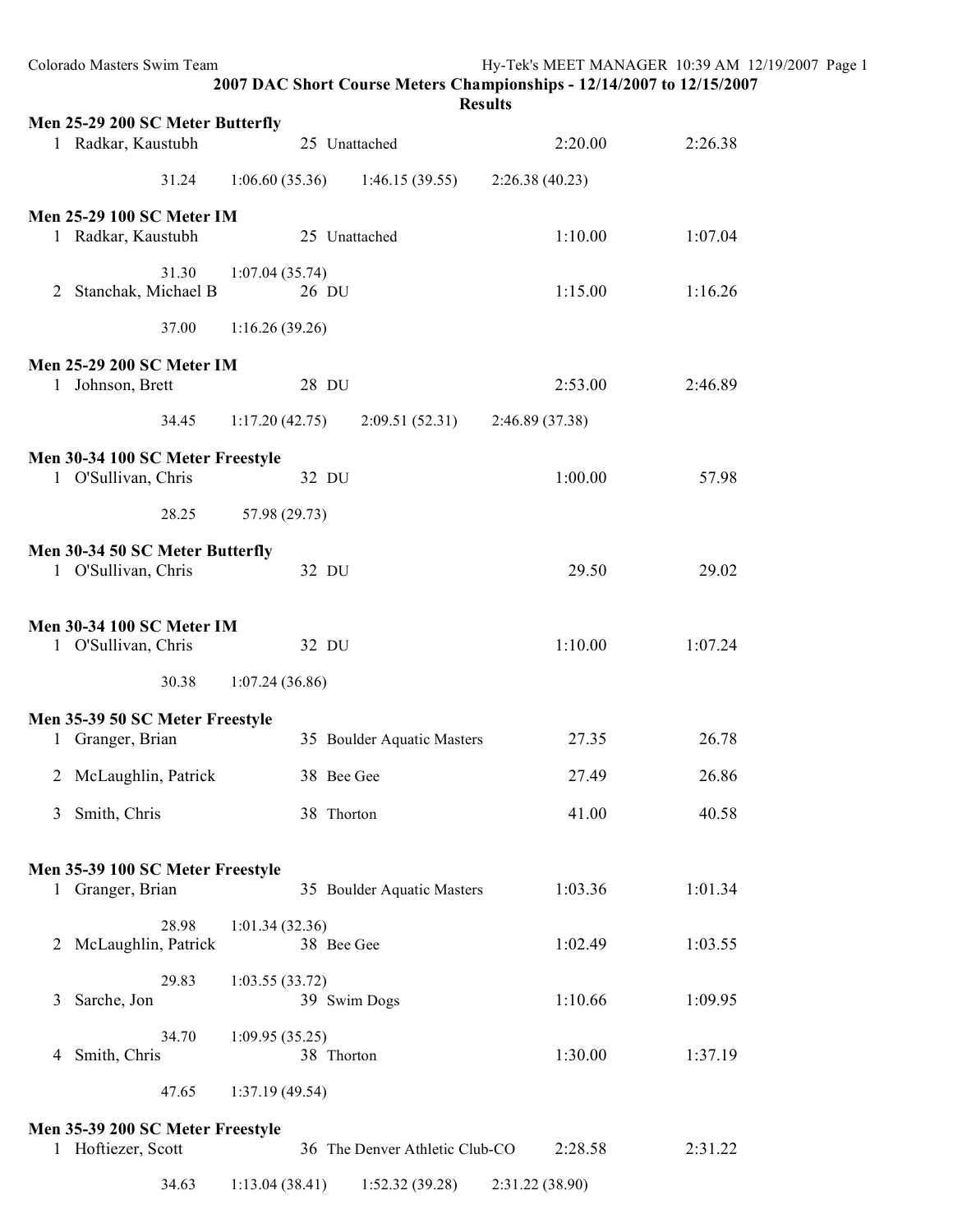## 2007 DAC Short Course Meters Championships - 12/14/2007 to 12/15/2007

### Results

**Men 25-29 200 SC Meter Butterfly**

1 Radkar, Kaustubh 25 Unattached 2:20.00 2:26.38

31.24 1:06.60 (35.36) 1:46.15 (39.55) 2:26.38 (40.23)

**Men 25-29 100 SC Meter IM**

1 Radkar, Kaustubh 25 Unattached 1:10.00 1:07.04

31.30 1:07.04 (35.74)

2 Stanchak, Michael B 26 DU 1:15.00 1:16.26

37.00 1:16.26 (39.26)

**Men 25-29 200 SC Meter IM**

1 Johnson, Brett 28 DU 2:53.00 2:46.89

34.45 1:17.20 (42.75) 2:09.51 (52.31) 2:46.89 (37.38)

**Men 30-34 100 SC Meter Freestyle**

1 O'Sullivan, Chris 32 DU 1:00.00 57.98

28.25 57.98 (29.73)

**Men 30-34 50 SC Meter Butterfly**

1 O'Sullivan, Chris 32 DU 29.50 29.02

**Men 30-34 100 SC Meter IM**

1 O'Sullivan, Chris 32 DU 1:10.00 1:07.24

30.38 1:07.24 (36.86)

**Men 35-39 50 SC Meter Freestyle**

1 Granger, Brian 35 Boulder Aquatic Masters 27.35 26.78

2 McLaughlin, Patrick 38 Bee Gee 27.49 26.86

3 Smith, Chris 38 Thorton 41.00 40.58

**Men 35-39 100 SC Meter Freestyle**

1 Granger, Brian 35 Boulder Aquatic Masters 1:03.36 1:01.34

28.98 1:01.34 (32.36)

2 McLaughlin, Patrick 38 Bee Gee 1:02.49 1:03.55

29.83 1:03.55 (33.72)

3 Sarche, Jon 39 Swim Dogs 1:10.66 1:09.95

34.70 1:09.95 (35.25)

4 Smith, Chris 38 Thorton 1:30.00 1:37.19

47.65 1:37.19 (49.54)

**Men 35-39 200 SC Meter Freestyle**

1 Hoftiezer, Scott 36 The Denver Athletic Club-CO 2:28.58 2:31.22

34.63 1:13.04 (38.41) 1:52.32 (39.28) 2:31.22 (38.90)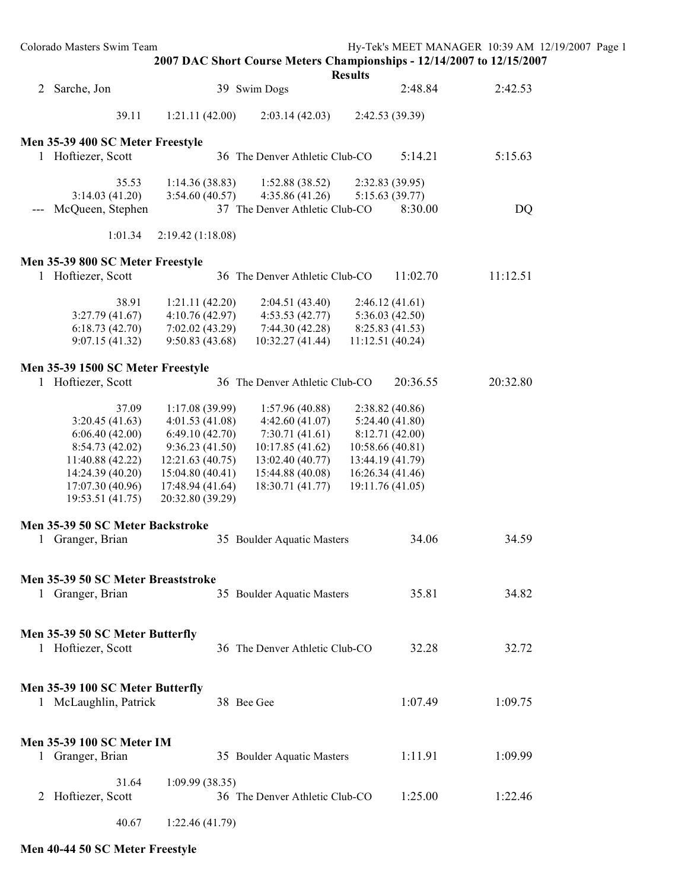## 2007 DAC Short Course Meters Championships - 12/14/2007 to 12/15/2007

**Results**

2 Sarche, Jon 39 Swim Dogs 2:48.84 2:42.53

39.11 1:21.11 (42.00) 2:03.14 (42.03) 2:42.53 (39.39)

### Men 35-39 400 SC Meter Freestyle

1 Hoftiezer, Scott 36 The Denver Athletic Club-CO 5:14.21 5:15.63

35.53 1:14.36 (38.83) 1:52.88 (38.52) 2:32.83 (39.95)
3:14.03 (41.20) 3:54.60 (40.57) 4:35.86 (41.26) 5:15.63 (39.77)

--- McQueen, Stephen 37 The Denver Athletic Club-CO 8:30.00 DQ

1:01.34 2:19.42 (1:18.08)

### Men 35-39 800 SC Meter Freestyle

1 Hoftiezer, Scott 36 The Denver Athletic Club-CO 11:02.70 11:12.51

38.91 1:21.11 (42.20) 2:04.51 (43.40) 2:46.12 (41.61)
3:27.79 (41.67) 4:10.76 (42.97) 4:53.53 (42.77) 5:36.03 (42.50)
6:18.73 (42.70) 7:02.02 (43.29) 7:44.30 (42.28) 8:25.83 (41.53)
9:07.15 (41.32) 9:50.83 (43.68) 10:32.27 (41.44) 11:12.51 (40.24)

### Men 35-39 1500 SC Meter Freestyle

1 Hoftiezer, Scott 36 The Denver Athletic Club-CO 20:36.55 20:32.80

37.09 1:17.08 (39.99) 1:57.96 (40.88) 2:38.82 (40.86)
3:20.45 (41.63) 4:01.53 (41.08) 4:42.60 (41.07) 5:24.40 (41.80)
6:06.40 (42.00) 6:49.10 (42.70) 7:30.71 (41.61) 8:12.71 (42.00)
8:54.73 (42.02) 9:36.23 (41.50) 10:17.85 (41.62) 10:58.66 (40.81)
11:40.88 (42.22) 12:21.63 (40.75) 13:02.40 (40.77) 13:44.19 (41.79)
14:24.39 (40.20) 15:04.80 (40.41) 15:44.88 (40.08) 16:26.34 (41.46)
17:07.30 (40.96) 17:48.94 (41.64) 18:30.71 (41.77) 19:11.76 (41.05)
19:53.51 (41.75) 20:32.80 (39.29)

### Men 35-39 50 SC Meter Backstroke

1 Granger, Brian 35 Boulder Aquatic Masters 34.06 34.59

### Men 35-39 50 SC Meter Breaststroke

1 Granger, Brian 35 Boulder Aquatic Masters 35.81 34.82

### Men 35-39 50 SC Meter Butterfly

1 Hoftiezer, Scott 36 The Denver Athletic Club-CO 32.28 32.72

### Men 35-39 100 SC Meter Butterfly

1 McLaughlin, Patrick 38 Bee Gee 1:07.49 1:09.75

### Men 35-39 100 SC Meter IM

1 Granger, Brian 35 Boulder Aquatic Masters 1:11.91 1:09.99

31.64 1:09.99 (38.35)

2 Hoftiezer, Scott 36 The Denver Athletic Club-CO 1:25.00 1:22.46

40.67 1:22.46 (41.79)

### Men 40-44 50 SC Meter Freestyle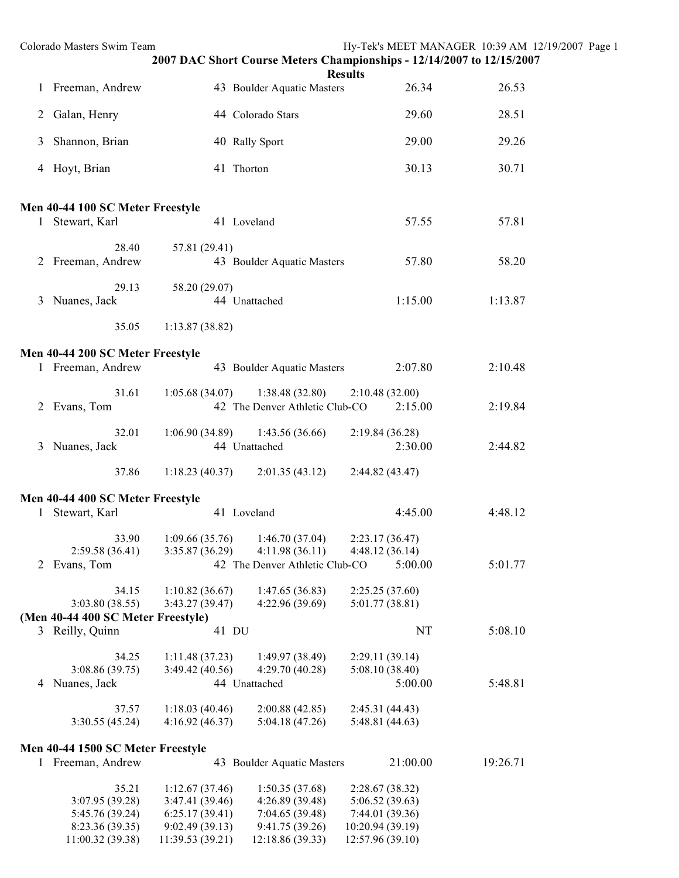## 2007 DAC Short Course Meters Championships - 12/14/2007 to 12/15/2007

### Results

| | Name | Age | Team | Seed Time | Finals Time |
|---|---|---|---|---|---|
| 1 | Freeman, Andrew | 43 | Boulder Aquatic Masters | 26.34 | 26.53 |
| 2 | Galan, Henry | 44 | Colorado Stars | 29.60 | 28.51 |
| 3 | Shannon, Brian | 40 | Rally Sport | 29.00 | 29.26 |
| 4 | Hoyt, Brian | 41 | Thorton | 30.13 | 30.71 |

### Men 40-44 100 SC Meter Freestyle

| | Name | Age | Team | Seed Time | Finals Time |
|---|---|---|---|---|---|
| 1 | Stewart, Karl | 41 | Loveland | 57.55 | 57.81 |
| | 28.40 | 57.81 (29.41) | | | |
| 2 | Freeman, Andrew | 43 | Boulder Aquatic Masters | 57.80 | 58.20 |
| | 29.13 | 58.20 (29.07) | | | |
| 3 | Nuanes, Jack | 44 | Unattached | 1:15.00 | 1:13.87 |
| | 35.05 | 1:13.87 (38.82) | | | |

### Men 40-44 200 SC Meter Freestyle

| | Name | Age | Team | Seed Time | Finals Time |
|---|---|---|---|---|---|
| 1 | Freeman, Andrew | 43 | Boulder Aquatic Masters | 2:07.80 | 2:10.48 |
| | 31.61 | 1:05.68 (34.07) | 1:38.48 (32.80) | 2:10.48 (32.00) | |
| 2 | Evans, Tom | 42 | The Denver Athletic Club-CO | 2:15.00 | 2:19.84 |
| | 32.01 | 1:06.90 (34.89) | 1:43.56 (36.66) | 2:19.84 (36.28) | |
| 3 | Nuanes, Jack | 44 | Unattached | 2:30.00 | 2:44.82 |
| | 37.86 | 1:18.23 (40.37) | 2:01.35 (43.12) | 2:44.82 (43.47) | |

### Men 40-44 400 SC Meter Freestyle

| | Name | Age | Team | Seed Time | Finals Time |
|---|---|---|---|---|---|
| 1 | Stewart, Karl | 41 | Loveland | 4:45.00 | 4:48.12 |
| | 33.90 | 1:09.66 (35.76) | 1:46.70 (37.04) | 2:23.17 (36.47) | |
| | 2:59.58 (36.41) | 3:35.87 (36.29) | 4:11.98 (36.11) | 4:48.12 (36.14) | |
| 2 | Evans, Tom | 42 | The Denver Athletic Club-CO | 5:00.00 | 5:01.77 |
| | 34.15 | 1:10.82 (36.67) | 1:47.65 (36.83) | 2:25.25 (37.60) | |
| | 3:03.80 (38.55) | 3:43.27 (39.47) | 4:22.96 (39.69) | 5:01.77 (38.81) | |

### (Men 40-44 400 SC Meter Freestyle)

| | Name | Age | Team | Seed Time | Finals Time |
|---|---|---|---|---|---|
| 3 | Reilly, Quinn | 41 | DU | NT | 5:08.10 |
| | 34.25 | 1:11.48 (37.23) | 1:49.97 (38.49) | 2:29.11 (39.14) | |
| | 3:08.86 (39.75) | 3:49.42 (40.56) | 4:29.70 (40.28) | 5:08.10 (38.40) | |
| 4 | Nuanes, Jack | 44 | Unattached | 5:00.00 | 5:48.81 |
| | 37.57 | 1:18.03 (40.46) | 2:00.88 (42.85) | 2:45.31 (44.43) | |
| | 3:30.55 (45.24) | 4:16.92 (46.37) | 5:04.18 (47.26) | 5:48.81 (44.63) | |

### Men 40-44 1500 SC Meter Freestyle

| | Name | Age | Team | Seed Time | Finals Time |
|---|---|---|---|---|---|
| 1 | Freeman, Andrew | 43 | Boulder Aquatic Masters | 21:00.00 | 19:26.71 |
| | 35.21 | 1:12.67 (37.46) | 1:50.35 (37.68) | 2:28.67 (38.32) | |
| | 3:07.95 (39.28) | 3:47.41 (39.46) | 4:26.89 (39.48) | 5:06.52 (39.63) | |
| | 5:45.76 (39.24) | 6:25.17 (39.41) | 7:04.65 (39.48) | 7:44.01 (39.36) | |
| | 8:23.36 (39.35) | 9:02.49 (39.13) | 9:41.75 (39.26) | 10:20.94 (39.19) | |
| | 11:00.32 (39.38) | 11:39.53 (39.21) | 12:18.86 (39.33) | 12:57.96 (39.10) | |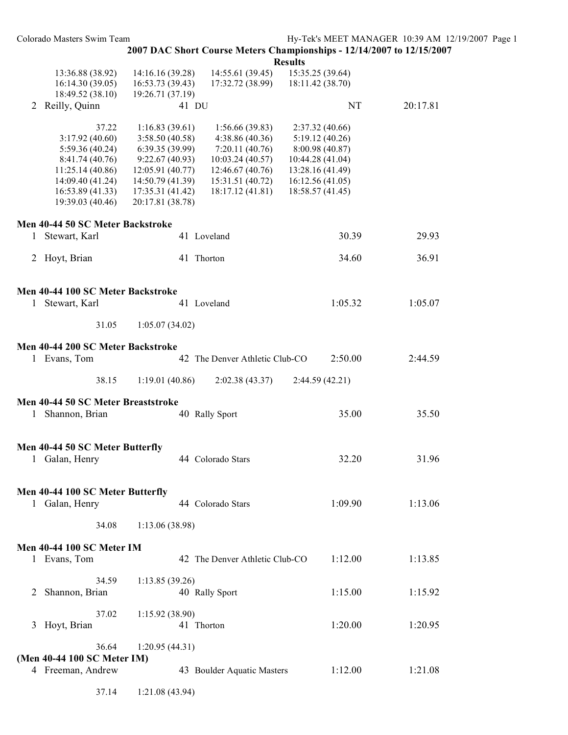**2007 DAC Short Course Meters Championships - 12/14/2007 to 12/15/2007**

**Results**

| | | | |
|---|---|---|---|
| 13:36.88 (38.92) | 14:16.16 (39.28) | 14:55.61 (39.45) | 15:35.25 (39.64) |
| 16:14.30 (39.05) | 16:53.73 (39.43) | 17:32.72 (38.99) | 18:11.42 (38.70) |
| 18:49.52 (38.10) | 19:26.71 (37.19) | | |

2 Reilly, Quinn — 41 DU — NT — 20:17.81

| | | | |
|---|---|---|---|
| 37.22 | 1:16.83 (39.61) | 1:56.66 (39.83) | 2:37.32 (40.66) |
| 3:17.92 (40.60) | 3:58.50 (40.58) | 4:38.86 (40.36) | 5:19.12 (40.26) |
| 5:59.36 (40.24) | 6:39.35 (39.99) | 7:20.11 (40.76) | 8:00.98 (40.87) |
| 8:41.74 (40.76) | 9:22.67 (40.93) | 10:03.24 (40.57) | 10:44.28 (41.04) |
| 11:25.14 (40.86) | 12:05.91 (40.77) | 12:46.67 (40.76) | 13:28.16 (41.49) |
| 14:09.40 (41.24) | 14:50.79 (41.39) | 15:31.51 (40.72) | 16:12.56 (41.05) |
| 16:53.89 (41.33) | 17:35.31 (41.42) | 18:17.12 (41.81) | 18:58.57 (41.45) |
| 19:39.03 (40.46) | 20:17.81 (38.78) | | |

**Men 40-44 50 SC Meter Backstroke**

| Place | Name | Age | Team | Seed | Final |
|---|---|---|---|---|---|
| 1 | Stewart, Karl | 41 | Loveland | 30.39 | 29.93 |
| 2 | Hoyt, Brian | 41 | Thorton | 34.60 | 36.91 |

**Men 40-44 100 SC Meter Backstroke**

| Place | Name | Age | Team | Seed | Final |
|---|---|---|---|---|---|
| 1 | Stewart, Karl | 41 | Loveland | 1:05.32 | 1:05.07 |

31.05 1:05.07 (34.02)

**Men 40-44 200 SC Meter Backstroke**

| Place | Name | Age | Team | Seed | Final |
|---|---|---|---|---|---|
| 1 | Evans, Tom | 42 | The Denver Athletic Club-CO | 2:50.00 | 2:44.59 |

38.15 1:19.01 (40.86) 2:02.38 (43.37) 2:44.59 (42.21)

**Men 40-44 50 SC Meter Breaststroke**

| Place | Name | Age | Team | Seed | Final |
|---|---|---|---|---|---|
| 1 | Shannon, Brian | 40 | Rally Sport | 35.00 | 35.50 |

**Men 40-44 50 SC Meter Butterfly**

| Place | Name | Age | Team | Seed | Final |
|---|---|---|---|---|---|
| 1 | Galan, Henry | 44 | Colorado Stars | 32.20 | 31.96 |

**Men 40-44 100 SC Meter Butterfly**

| Place | Name | Age | Team | Seed | Final |
|---|---|---|---|---|---|
| 1 | Galan, Henry | 44 | Colorado Stars | 1:09.90 | 1:13.06 |

34.08 1:13.06 (38.98)

**Men 40-44 100 SC Meter IM**

| Place | Name | Age | Team | Seed | Final |
|---|---|---|---|---|---|
| 1 | Evans, Tom | 42 | The Denver Athletic Club-CO | 1:12.00 | 1:13.85 |
| | 34.59 | 1:13.85 (39.26) | | | |
| 2 | Shannon, Brian | 40 | Rally Sport | 1:15.00 | 1:15.92 |
| | 37.02 | 1:15.92 (38.90) | | | |
| 3 | Hoyt, Brian | 41 | Thorton | 1:20.00 | 1:20.95 |
| | 36.64 | 1:20.95 (44.31) | | | |

**(Men 40-44 100 SC Meter IM)**

| Place | Name | Age | Team | Seed | Final |
|---|---|---|---|---|---|
| 4 | Freeman, Andrew | 43 | Boulder Aquatic Masters | 1:12.00 | 1:21.08 |
| | 37.14 | 1:21.08 (43.94) | | | |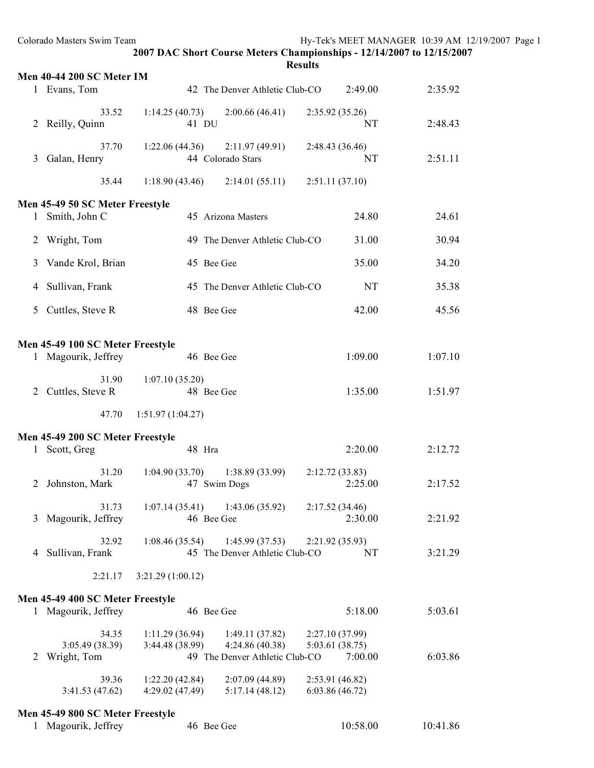2007 DAC Short Course Meters Championships - 12/14/2007 to 12/15/2007

Results

**Men 40-44 200 SC Meter IM**

| Place | Name | Age | Team | Seed Time | Finals Time |
|---|---|---|---|---|---|
| 1 | Evans, Tom | 42 | The Denver Athletic Club-CO | 2:49.00 | 2:35.92 |
| | 33.52 | 1:14.25 (40.73) | 2:00.66 (46.41) | 2:35.92 (35.26) | |
| 2 | Reilly, Quinn | 41 | DU | NT | 2:48.43 |
| | 37.70 | 1:22.06 (44.36) | 2:11.97 (49.91) | 2:48.43 (36.46) | |
| 3 | Galan, Henry | 44 | Colorado Stars | NT | 2:51.11 |
| | 35.44 | 1:18.90 (43.46) | 2:14.01 (55.11) | 2:51.11 (37.10) | |

**Men 45-49 50 SC Meter Freestyle**

| Place | Name | Age | Team | Seed Time | Finals Time |
|---|---|---|---|---|---|
| 1 | Smith, John C | 45 | Arizona Masters | 24.80 | 24.61 |
| 2 | Wright, Tom | 49 | The Denver Athletic Club-CO | 31.00 | 30.94 |
| 3 | Vande Krol, Brian | 45 | Bee Gee | 35.00 | 34.20 |
| 4 | Sullivan, Frank | 45 | The Denver Athletic Club-CO | NT | 35.38 |
| 5 | Cuttles, Steve R | 48 | Bee Gee | 42.00 | 45.56 |

**Men 45-49 100 SC Meter Freestyle**

| Place | Name | Age | Team | Seed Time | Finals Time |
|---|---|---|---|---|---|
| 1 | Magourik, Jeffrey | 46 | Bee Gee | 1:09.00 | 1:07.10 |
| | 31.90 | 1:07.10 (35.20) | | | |
| 2 | Cuttles, Steve R | 48 | Bee Gee | 1:35.00 | 1:51.97 |
| | 47.70 | 1:51.97 (1:04.27) | | | |

**Men 45-49 200 SC Meter Freestyle**

| Place | Name | Age | Team | Seed Time | Finals Time |
|---|---|---|---|---|---|
| 1 | Scott, Greg | 48 | Hra | 2:20.00 | 2:12.72 |
| | 31.20 | 1:04.90 (33.70) | 1:38.89 (33.99) | 2:12.72 (33.83) | |
| 2 | Johnston, Mark | 47 | Swim Dogs | 2:25.00 | 2:17.52 |
| | 31.73 | 1:07.14 (35.41) | 1:43.06 (35.92) | 2:17.52 (34.46) | |
| 3 | Magourik, Jeffrey | 46 | Bee Gee | 2:30.00 | 2:21.92 |
| | 32.92 | 1:08.46 (35.54) | 1:45.99 (37.53) | 2:21.92 (35.93) | |
| 4 | Sullivan, Frank | 45 | The Denver Athletic Club-CO | NT | 3:21.29 |
| | 2:21.17 | 3:21.29 (1:00.12) | | | |

**Men 45-49 400 SC Meter Freestyle**

| Place | Name | Age | Team | Seed Time | Finals Time |
|---|---|---|---|---|---|
| 1 | Magourik, Jeffrey | 46 | Bee Gee | 5:18.00 | 5:03.61 |
| | 34.35 | 1:11.29 (36.94) | 1:49.11 (37.82) | 2:27.10 (37.99) | |
| | 3:05.49 (38.39) | 3:44.48 (38.99) | 4:24.86 (40.38) | 5:03.61 (38.75) | |
| 2 | Wright, Tom | 49 | The Denver Athletic Club-CO | 7:00.00 | 6:03.86 |
| | 39.36 | 1:22.20 (42.84) | 2:07.09 (44.89) | 2:53.91 (46.82) | |
| | 3:41.53 (47.62) | 4:29.02 (47.49) | 5:17.14 (48.12) | 6:03.86 (46.72) | |

**Men 45-49 800 SC Meter Freestyle**

| Place | Name | Age | Team | Seed Time | Finals Time |
|---|---|---|---|---|---|
| 1 | Magourik, Jeffrey | 46 | Bee Gee | 10:58.00 | 10:41.86 |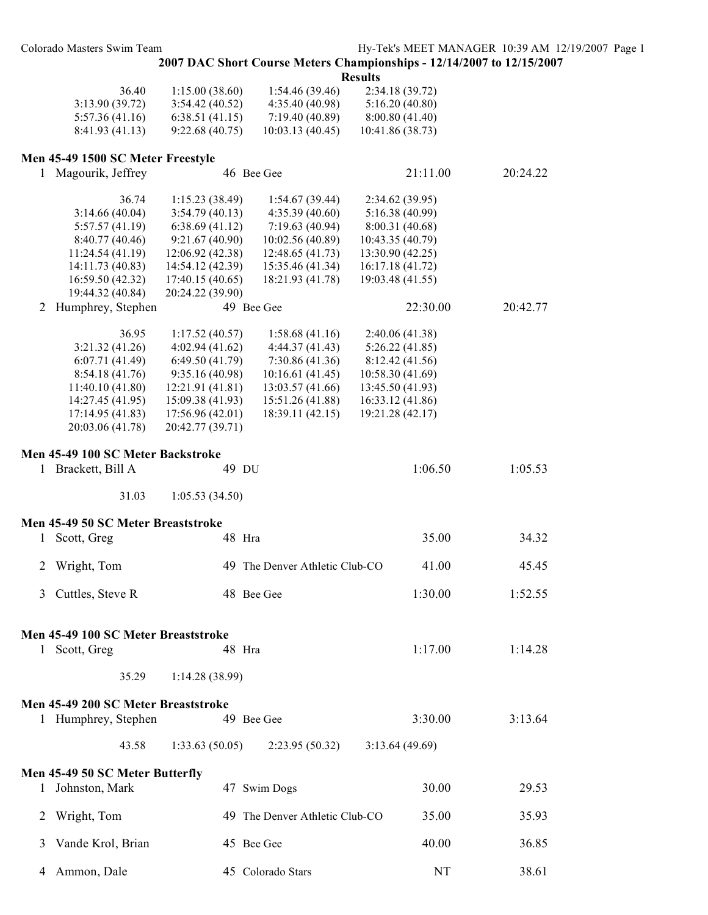## 2007 DAC Short Course Meters Championships - 12/14/2007 to 12/15/2007

### Results

| | | | |
|---|---|---|---|
| 36.40 | 1:15.00 (38.60) | 1:54.46 (39.46) | 2:34.18 (39.72) |
| 3:13.90 (39.72) | 3:54.42 (40.52) | 4:35.40 (40.98) | 5:16.20 (40.80) |
| 5:57.36 (41.16) | 6:38.51 (41.15) | 7:19.40 (40.89) | 8:00.80 (41.40) |
| 8:41.93 (41.13) | 9:22.68 (40.75) | 10:03.13 (40.45) | 10:41.86 (38.73) |

**Men 45-49 1500 SC Meter Freestyle**

1 Magourik, Jeffrey 46 Bee Gee 21:11.00 20:24.22

| | | | |
|---|---|---|---|
| 36.74 | 1:15.23 (38.49) | 1:54.67 (39.44) | 2:34.62 (39.95) |
| 3:14.66 (40.04) | 3:54.79 (40.13) | 4:35.39 (40.60) | 5:16.38 (40.99) |
| 5:57.57 (41.19) | 6:38.69 (41.12) | 7:19.63 (40.94) | 8:00.31 (40.68) |
| 8:40.77 (40.46) | 9:21.67 (40.90) | 10:02.56 (40.89) | 10:43.35 (40.79) |
| 11:24.54 (41.19) | 12:06.92 (42.38) | 12:48.65 (41.73) | 13:30.90 (42.25) |
| 14:11.73 (40.83) | 14:54.12 (42.39) | 15:35.46 (41.34) | 16:17.18 (41.72) |
| 16:59.50 (42.32) | 17:40.15 (40.65) | 18:21.93 (41.78) | 19:03.48 (41.55) |
| 19:44.32 (40.84) | 20:24.22 (39.90) | | |

2 Humphrey, Stephen 49 Bee Gee 22:30.00 20:42.77

| | | | |
|---|---|---|---|
| 36.95 | 1:17.52 (40.57) | 1:58.68 (41.16) | 2:40.06 (41.38) |
| 3:21.32 (41.26) | 4:02.94 (41.62) | 4:44.37 (41.43) | 5:26.22 (41.85) |
| 6:07.71 (41.49) | 6:49.50 (41.79) | 7:30.86 (41.36) | 8:12.42 (41.56) |
| 8:54.18 (41.76) | 9:35.16 (40.98) | 10:16.61 (41.45) | 10:58.30 (41.69) |
| 11:40.10 (41.80) | 12:21.91 (41.81) | 13:03.57 (41.66) | 13:45.50 (41.93) |
| 14:27.45 (41.95) | 15:09.38 (41.93) | 15:51.26 (41.88) | 16:33.12 (41.86) |
| 17:14.95 (41.83) | 17:56.96 (42.01) | 18:39.11 (42.15) | 19:21.28 (42.17) |
| 20:03.06 (41.78) | 20:42.77 (39.71) | | |

**Men 45-49 100 SC Meter Backstroke**

1 Brackett, Bill A 49 DU 1:06.50 1:05.53

31.03 1:05.53 (34.50)

**Men 45-49 50 SC Meter Breaststroke**

| Place | Name | Age | Team | Seed | Finals |
|---|---|---|---|---|---|
| 1 | Scott, Greg | 48 | Hra | 35.00 | 34.32 |
| 2 | Wright, Tom | 49 | The Denver Athletic Club-CO | 41.00 | 45.45 |
| 3 | Cuttles, Steve R | 48 | Bee Gee | 1:30.00 | 1:52.55 |

**Men 45-49 100 SC Meter Breaststroke**

1 Scott, Greg 48 Hra 1:17.00 1:14.28

35.29 1:14.28 (38.99)

**Men 45-49 200 SC Meter Breaststroke**

1 Humphrey, Stephen 49 Bee Gee 3:30.00 3:13.64

43.58 1:33.63 (50.05) 2:23.95 (50.32) 3:13.64 (49.69)

**Men 45-49 50 SC Meter Butterfly**

| Place | Name | Age | Team | Seed | Finals |
|---|---|---|---|---|---|
| 1 | Johnston, Mark | 47 | Swim Dogs | 30.00 | 29.53 |
| 2 | Wright, Tom | 49 | The Denver Athletic Club-CO | 35.00 | 35.93 |
| 3 | Vande Krol, Brian | 45 | Bee Gee | 40.00 | 36.85 |
| 4 | Ammon, Dale | 45 | Colorado Stars | NT | 38.61 |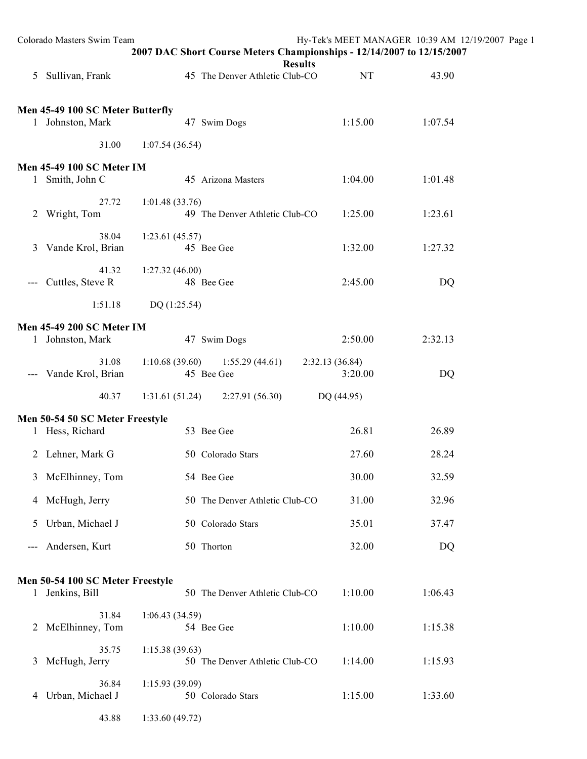## 2007 DAC Short Course Meters Championships - 12/14/2007 to 12/15/2007

### Results

| | Name | Age | Team | Seed | Finals |
|---|---|---|---|---|---|
| 5 | Sullivan, Frank | 45 | The Denver Athletic Club-CO | NT | 43.90 |

**Men 45-49 100 SC Meter Butterfly**

| | Name | Age | Team | Seed | Finals |
|---|---|---|---|---|---|
| 1 | Johnston, Mark | 47 | Swim Dogs | 1:15.00 | 1:07.54 |
| | 31.00 | 1:07.54 (36.54) | | | |

**Men 45-49 100 SC Meter IM**

| | Name | Age | Team | Seed | Finals |
|---|---|---|---|---|---|
| 1 | Smith, John C | 45 | Arizona Masters | 1:04.00 | 1:01.48 |
| | 27.72 | 1:01.48 (33.76) | | | |
| 2 | Wright, Tom | 49 | The Denver Athletic Club-CO | 1:25.00 | 1:23.61 |
| | 38.04 | 1:23.61 (45.57) | | | |
| 3 | Vande Krol, Brian | 45 | Bee Gee | 1:32.00 | 1:27.32 |
| | 41.32 | 1:27.32 (46.00) | | | |
| --- | Cuttles, Steve R | 48 | Bee Gee | 2:45.00 | DQ |
| | 1:51.18 | DQ (1:25.54) | | | |

**Men 45-49 200 SC Meter IM**

| | Name | Age | Team | Seed | Finals |
|---|---|---|---|---|---|
| 1 | Johnston, Mark | 47 | Swim Dogs | 2:50.00 | 2:32.13 |
| | 31.08 | 1:10.68 (39.60) | 1:55.29 (44.61) | 2:32.13 (36.84) | |
| --- | Vande Krol, Brian | 45 | Bee Gee | 3:20.00 | DQ |
| | 40.37 | 1:31.61 (51.24) | 2:27.91 (56.30) | DQ (44.95) | |

**Men 50-54 50 SC Meter Freestyle**

| | Name | Age | Team | Seed | Finals |
|---|---|---|---|---|---|
| 1 | Hess, Richard | 53 | Bee Gee | 26.81 | 26.89 |
| 2 | Lehner, Mark G | 50 | Colorado Stars | 27.60 | 28.24 |
| 3 | McElhinney, Tom | 54 | Bee Gee | 30.00 | 32.59 |
| 4 | McHugh, Jerry | 50 | The Denver Athletic Club-CO | 31.00 | 32.96 |
| 5 | Urban, Michael J | 50 | Colorado Stars | 35.01 | 37.47 |
| --- | Andersen, Kurt | 50 | Thorton | 32.00 | DQ |

**Men 50-54 100 SC Meter Freestyle**

| | Name | Age | Team | Seed | Finals |
|---|---|---|---|---|---|
| 1 | Jenkins, Bill | 50 | The Denver Athletic Club-CO | 1:10.00 | 1:06.43 |
| | 31.84 | 1:06.43 (34.59) | | | |
| 2 | McElhinney, Tom | 54 | Bee Gee | 1:10.00 | 1:15.38 |
| | 35.75 | 1:15.38 (39.63) | | | |
| 3 | McHugh, Jerry | 50 | The Denver Athletic Club-CO | 1:14.00 | 1:15.93 |
| | 36.84 | 1:15.93 (39.09) | | | |
| 4 | Urban, Michael J | 50 | Colorado Stars | 1:15.00 | 1:33.60 |
| | 43.88 | 1:33.60 (49.72) | | | |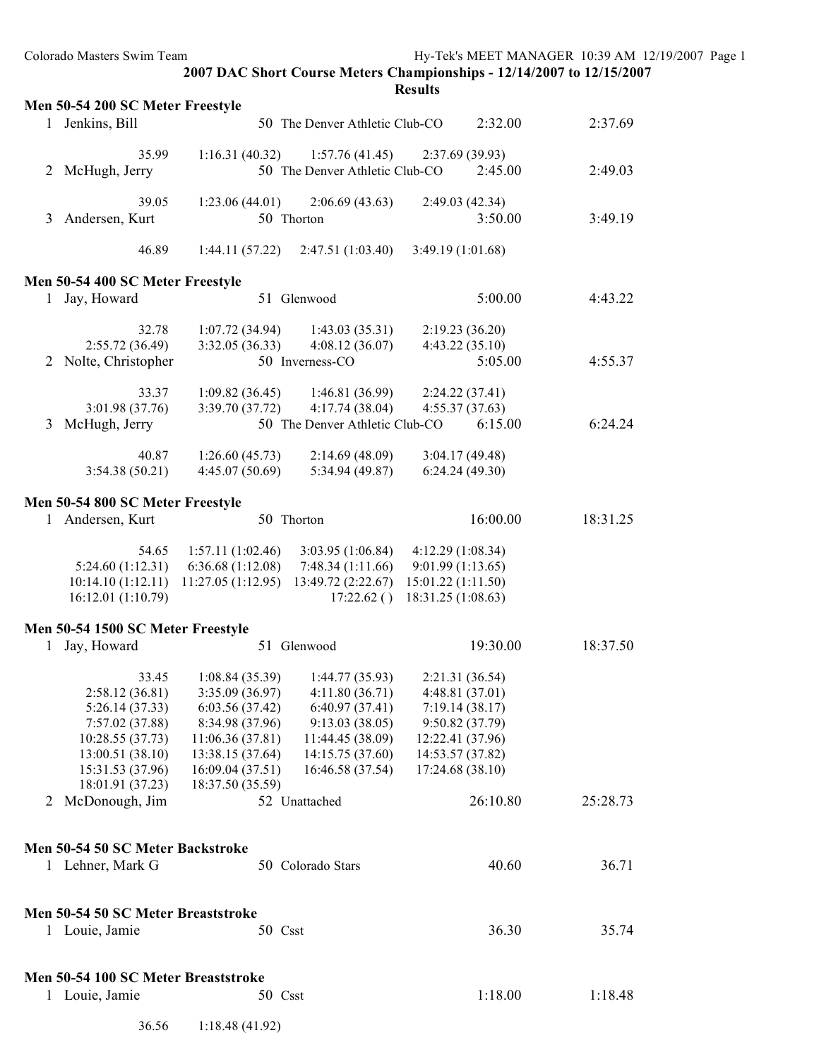Colorado Masters Swim Team — Hy-Tek's MEET MANAGER 10:39 AM 12/19/2007 Page 1

## 2007 DAC Short Course Meters Championships - 12/14/2007 to 12/15/2007

### Results

**Men 50-54 200 SC Meter Freestyle**

1 Jenkins, Bill — 50 The Denver Athletic Club-CO — 2:32.00 — 2:37.69

35.99 1:16.31 (40.32) 1:57.76 (41.45) 2:37.69 (39.93)

2 McHugh, Jerry — 50 The Denver Athletic Club-CO — 2:45.00 — 2:49.03

39.05 1:23.06 (44.01) 2:06.69 (43.63) 2:49.03 (42.34)

3 Andersen, Kurt — 50 Thorton — 3:50.00 — 3:49.19

46.89 1:44.11 (57.22) 2:47.51 (1:03.40) 3:49.19 (1:01.68)

**Men 50-54 400 SC Meter Freestyle**

1 Jay, Howard — 51 Glenwood — 5:00.00 — 4:43.22

32.78 1:07.72 (34.94) 1:43.03 (35.31) 2:19.23 (36.20)
2:55.72 (36.49) 3:32.05 (36.33) 4:08.12 (36.07) 4:43.22 (35.10)

2 Nolte, Christopher — 50 Inverness-CO — 5:05.00 — 4:55.37

33.37 1:09.82 (36.45) 1:46.81 (36.99) 2:24.22 (37.41)
3:01.98 (37.76) 3:39.70 (37.72) 4:17.74 (38.04) 4:55.37 (37.63)

3 McHugh, Jerry — 50 The Denver Athletic Club-CO — 6:15.00 — 6:24.24

40.87 1:26.60 (45.73) 2:14.69 (48.09) 3:04.17 (49.48)
3:54.38 (50.21) 4:45.07 (50.69) 5:34.94 (49.87) 6:24.24 (49.30)

**Men 50-54 800 SC Meter Freestyle**

1 Andersen, Kurt — 50 Thorton — 16:00.00 — 18:31.25

54.65 1:57.11 (1:02.46) 3:03.95 (1:06.84) 4:12.29 (1:08.34)
5:24.60 (1:12.31) 6:36.68 (1:12.08) 7:48.34 (1:11.66) 9:01.99 (1:13.65)
10:14.10 (1:12.11) 11:27.05 (1:12.95) 13:49.72 (2:22.67) 15:01.22 (1:11.50)
16:12.01 (1:10.79) 17:22.62 () 18:31.25 (1:08.63)

**Men 50-54 1500 SC Meter Freestyle**

1 Jay, Howard — 51 Glenwood — 19:30.00 — 18:37.50

33.45 1:08.84 (35.39) 1:44.77 (35.93) 2:21.31 (36.54)
2:58.12 (36.81) 3:35.09 (36.97) 4:11.80 (36.71) 4:48.81 (37.01)
5:26.14 (37.33) 6:03.56 (37.42) 6:40.97 (37.41) 7:19.14 (38.17)
7:57.02 (37.88) 8:34.98 (37.96) 9:13.03 (38.05) 9:50.82 (37.79)
10:28.55 (37.73) 11:06.36 (37.81) 11:44.45 (38.09) 12:22.41 (37.96)
13:00.51 (38.10) 13:38.15 (37.64) 14:15.75 (37.60) 14:53.57 (37.82)
15:31.53 (37.96) 16:09.04 (37.51) 16:46.58 (37.54) 17:24.68 (38.10)
18:01.91 (37.23) 18:37.50 (35.59)

2 McDonough, Jim — 52 Unattached — 26:10.80 — 25:28.73

**Men 50-54 50 SC Meter Backstroke**

1 Lehner, Mark G — 50 Colorado Stars — 40.60 — 36.71

**Men 50-54 50 SC Meter Breaststroke**

1 Louie, Jamie — 50 Csst — 36.30 — 35.74

**Men 50-54 100 SC Meter Breaststroke**

1 Louie, Jamie — 50 Csst — 1:18.00 — 1:18.48

36.56 1:18.48 (41.92)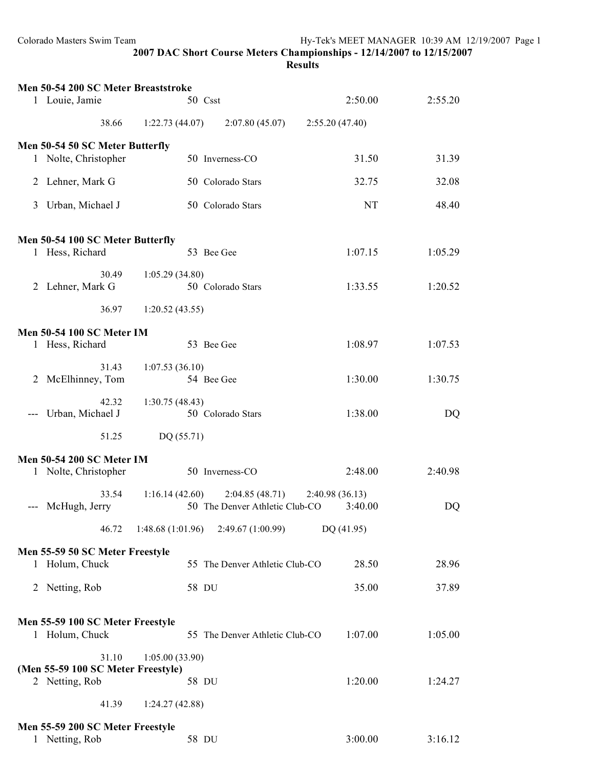2007 DAC Short Course Meters Championships - 12/14/2007 to 12/15/2007

Results

**Men 50-54 200 SC Meter Breaststroke**

| Place | Name | Age | Team | Seed Time | Finals Time |
|---|---|---|---|---|---|
| 1 | Louie, Jamie | 50 | Csst | 2:50.00 | 2:55.20 |
| | 38.66 | 1:22.73 (44.07) | 2:07.80 (45.07) | 2:55.20 (47.40) | |

**Men 50-54 50 SC Meter Butterfly**

| Place | Name | Age | Team | Seed Time | Finals Time |
|---|---|---|---|---|---|
| 1 | Nolte, Christopher | 50 | Inverness-CO | 31.50 | 31.39 |
| 2 | Lehner, Mark G | 50 | Colorado Stars | 32.75 | 32.08 |
| 3 | Urban, Michael J | 50 | Colorado Stars | NT | 48.40 |

**Men 50-54 100 SC Meter Butterfly**

| Place | Name | Age | Team | Seed Time | Finals Time |
|---|---|---|---|---|---|
| 1 | Hess, Richard | 53 | Bee Gee | 1:07.15 | 1:05.29 |
| | 30.49 | 1:05.29 (34.80) | | | |
| 2 | Lehner, Mark G | 50 | Colorado Stars | 1:33.55 | 1:20.52 |
| | 36.97 | 1:20.52 (43.55) | | | |

**Men 50-54 100 SC Meter IM**

| Place | Name | Age | Team | Seed Time | Finals Time |
|---|---|---|---|---|---|
| 1 | Hess, Richard | 53 | Bee Gee | 1:08.97 | 1:07.53 |
| | 31.43 | 1:07.53 (36.10) | | | |
| 2 | McElhinney, Tom | 54 | Bee Gee | 1:30.00 | 1:30.75 |
| | 42.32 | 1:30.75 (48.43) | | | |
| --- | Urban, Michael J | 50 | Colorado Stars | 1:38.00 | DQ |
| | 51.25 | DQ (55.71) | | | |

**Men 50-54 200 SC Meter IM**

| Place | Name | Age | Team | Seed Time | Finals Time |
|---|---|---|---|---|---|
| 1 | Nolte, Christopher | 50 | Inverness-CO | 2:48.00 | 2:40.98 |
| | 33.54 | 1:16.14 (42.60) | 2:04.85 (48.71) | 2:40.98 (36.13) | |
| --- | McHugh, Jerry | 50 | The Denver Athletic Club-CO | 3:40.00 | DQ |
| | 46.72 | 1:48.68 (1:01.96) | 2:49.67 (1:00.99) | DQ (41.95) | |

**Men 55-59 50 SC Meter Freestyle**

| Place | Name | Age | Team | Seed Time | Finals Time |
|---|---|---|---|---|---|
| 1 | Holum, Chuck | 55 | The Denver Athletic Club-CO | 28.50 | 28.96 |
| 2 | Netting, Rob | 58 | DU | 35.00 | 37.89 |

**Men 55-59 100 SC Meter Freestyle**

| Place | Name | Age | Team | Seed Time | Finals Time |
|---|---|---|---|---|---|
| 1 | Holum, Chuck | 55 | The Denver Athletic Club-CO | 1:07.00 | 1:05.00 |
| | 31.10 | 1:05.00 (33.90) | | | |

**(Men 55-59 100 SC Meter Freestyle)**

| Place | Name | Age | Team | Seed Time | Finals Time |
|---|---|---|---|---|---|
| 2 | Netting, Rob | 58 | DU | 1:20.00 | 1:24.27 |
| | 41.39 | 1:24.27 (42.88) | | | |

**Men 55-59 200 SC Meter Freestyle**

| Place | Name | Age | Team | Seed Time | Finals Time |
|---|---|---|---|---|---|
| 1 | Netting, Rob | 58 | DU | 3:00.00 | 3:16.12 |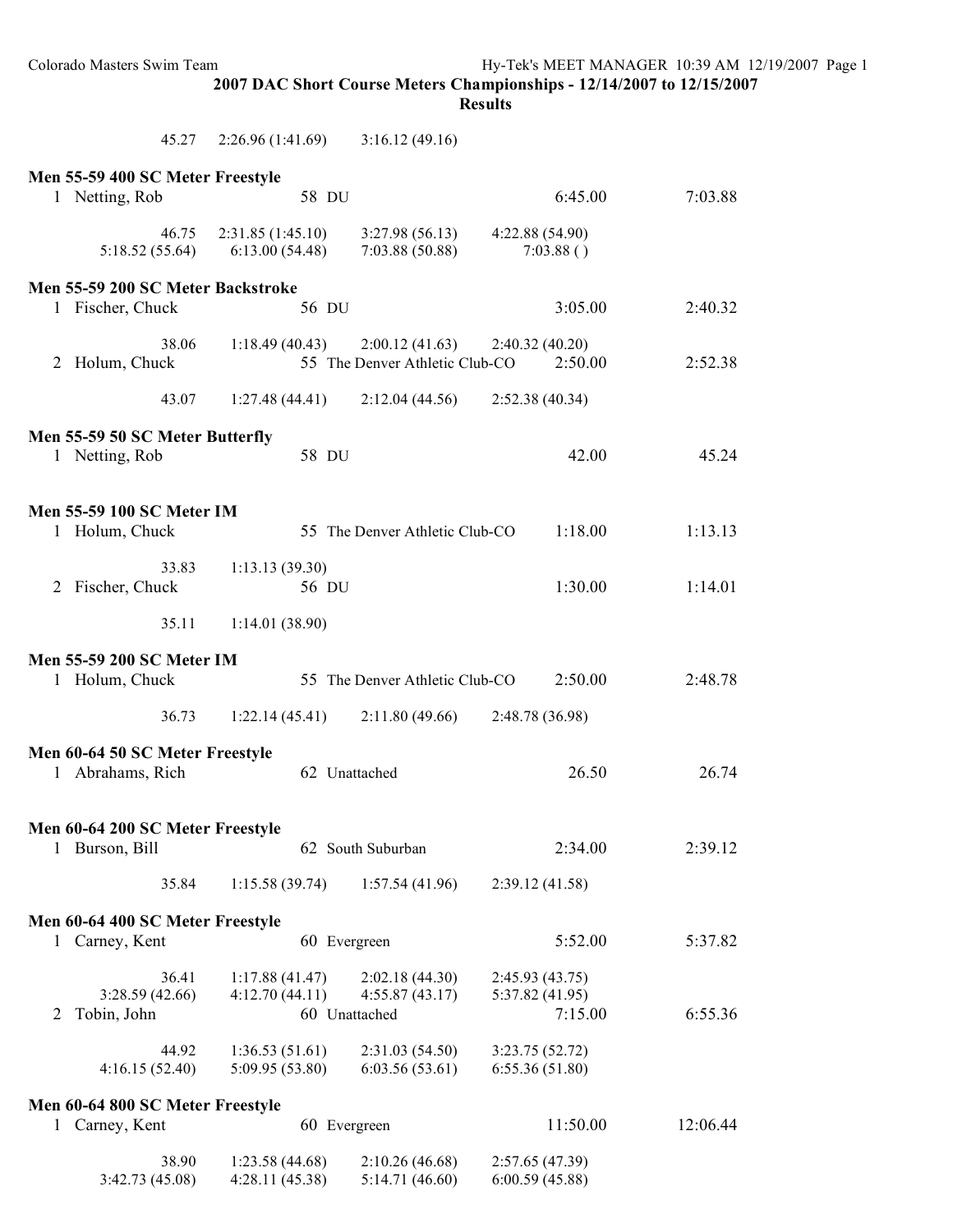# 2007 DAC Short Course Meters Championships - 12/14/2007 to 12/15/2007

## Results

45.27    2:26.96 (1:41.69)    3:16.12 (49.16)

### Men 55-59 400 SC Meter Freestyle

1 Netting, Rob    58 DU    6:45.00    7:03.88

46.75    2:31.85 (1:45.10)    3:27.98 (56.13)    4:22.88 (54.90)
5:18.52 (55.64)    6:13.00 (54.48)    7:03.88 (50.88)    7:03.88 ( )

### Men 55-59 200 SC Meter Backstroke

1 Fischer, Chuck    56 DU    3:05.00    2:40.32

38.06    1:18.49 (40.43)    2:00.12 (41.63)    2:40.32 (40.20)

2 Holum, Chuck    55 The Denver Athletic Club-CO    2:50.00    2:52.38

43.07    1:27.48 (44.41)    2:12.04 (44.56)    2:52.38 (40.34)

### Men 55-59 50 SC Meter Butterfly

1 Netting, Rob    58 DU    42.00    45.24

### Men 55-59 100 SC Meter IM

1 Holum, Chuck    55 The Denver Athletic Club-CO    1:18.00    1:13.13

33.83    1:13.13 (39.30)

2 Fischer, Chuck    56 DU    1:30.00    1:14.01

35.11    1:14.01 (38.90)

### Men 55-59 200 SC Meter IM

1 Holum, Chuck    55 The Denver Athletic Club-CO    2:50.00    2:48.78

36.73    1:22.14 (45.41)    2:11.80 (49.66)    2:48.78 (36.98)

### Men 60-64 50 SC Meter Freestyle

1 Abrahams, Rich    62 Unattached    26.50    26.74

### Men 60-64 200 SC Meter Freestyle

1 Burson, Bill    62 South Suburban    2:34.00    2:39.12

35.84    1:15.58 (39.74)    1:57.54 (41.96)    2:39.12 (41.58)

### Men 60-64 400 SC Meter Freestyle

1 Carney, Kent    60 Evergreen    5:52.00    5:37.82

36.41    1:17.88 (41.47)    2:02.18 (44.30)    2:45.93 (43.75)
3:28.59 (42.66)    4:12.70 (44.11)    4:55.87 (43.17)    5:37.82 (41.95)

2 Tobin, John    60 Unattached    7:15.00    6:55.36

44.92    1:36.53 (51.61)    2:31.03 (54.50)    3:23.75 (52.72)
4:16.15 (52.40)    5:09.95 (53.80)    6:03.56 (53.61)    6:55.36 (51.80)

### Men 60-64 800 SC Meter Freestyle

1 Carney, Kent    60 Evergreen    11:50.00    12:06.44

38.90    1:23.58 (44.68)    2:10.26 (46.68)    2:57.65 (47.39)
3:42.73 (45.08)    4:28.11 (45.38)    5:14.71 (46.60)    6:00.59 (45.88)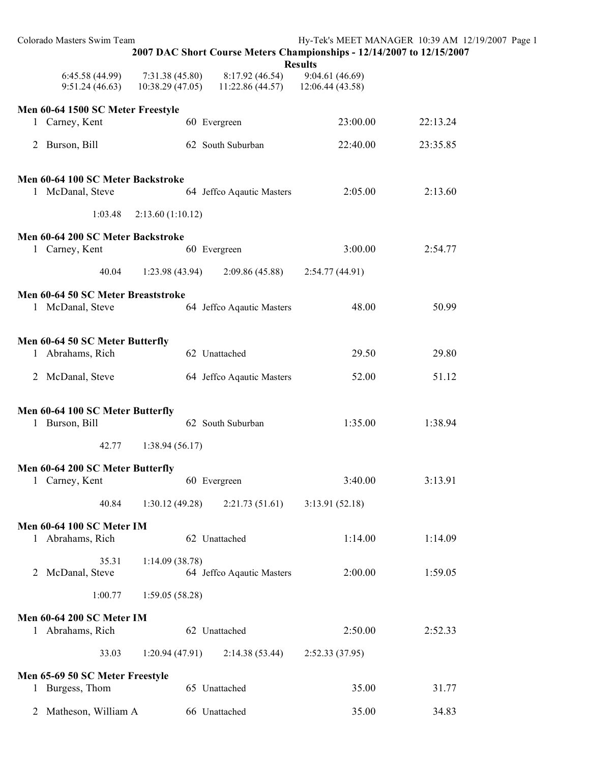## 2007 DAC Short Course Meters Championships - 12/14/2007 to 12/15/2007

**Results**

6:45.58 (44.99) 7:31.38 (45.80) 8:17.92 (46.54) 9:04.61 (46.69)
9:51.24 (46.63) 10:38.29 (47.05) 11:22.86 (44.57) 12:06.44 (43.58)

### Men 60-64 1500 SC Meter Freestyle

| | Name | Age | Team | Seed | Finals |
|---|---|---|---|---|---|
| 1 | Carney, Kent | 60 | Evergreen | 23:00.00 | 22:13.24 |
| 2 | Burson, Bill | 62 | South Suburban | 22:40.00 | 23:35.85 |

### Men 60-64 100 SC Meter Backstroke

| | Name | Age | Team | Seed | Finals |
|---|---|---|---|---|---|
| 1 | McDanal, Steve | 64 | Jeffco Aqautic Masters | 2:05.00 | 2:13.60 |

1:03.48 2:13.60 (1:10.12)

### Men 60-64 200 SC Meter Backstroke

| | Name | Age | Team | Seed | Finals |
|---|---|---|---|---|---|
| 1 | Carney, Kent | 60 | Evergreen | 3:00.00 | 2:54.77 |

40.04 1:23.98 (43.94) 2:09.86 (45.88) 2:54.77 (44.91)

### Men 60-64 50 SC Meter Breaststroke

| | Name | Age | Team | Seed | Finals |
|---|---|---|---|---|---|
| 1 | McDanal, Steve | 64 | Jeffco Aqautic Masters | 48.00 | 50.99 |

### Men 60-64 50 SC Meter Butterfly

| | Name | Age | Team | Seed | Finals |
|---|---|---|---|---|---|
| 1 | Abrahams, Rich | 62 | Unattached | 29.50 | 29.80 |
| 2 | McDanal, Steve | 64 | Jeffco Aqautic Masters | 52.00 | 51.12 |

### Men 60-64 100 SC Meter Butterfly

| | Name | Age | Team | Seed | Finals |
|---|---|---|---|---|---|
| 1 | Burson, Bill | 62 | South Suburban | 1:35.00 | 1:38.94 |

42.77 1:38.94 (56.17)

### Men 60-64 200 SC Meter Butterfly

| | Name | Age | Team | Seed | Finals |
|---|---|---|---|---|---|
| 1 | Carney, Kent | 60 | Evergreen | 3:40.00 | 3:13.91 |

40.84 1:30.12 (49.28) 2:21.73 (51.61) 3:13.91 (52.18)

### Men 60-64 100 SC Meter IM

| | Name | Age | Team | Seed | Finals |
|---|---|---|---|---|---|
| 1 | Abrahams, Rich | 62 | Unattached | 1:14.00 | 1:14.09 |

35.31 1:14.09 (38.78)

| | Name | Age | Team | Seed | Finals |
|---|---|---|---|---|---|
| 2 | McDanal, Steve | 64 | Jeffco Aqautic Masters | 2:00.00 | 1:59.05 |

1:00.77 1:59.05 (58.28)

### Men 60-64 200 SC Meter IM

| | Name | Age | Team | Seed | Finals |
|---|---|---|---|---|---|
| 1 | Abrahams, Rich | 62 | Unattached | 2:50.00 | 2:52.33 |

33.03 1:20.94 (47.91) 2:14.38 (53.44) 2:52.33 (37.95)

### Men 65-69 50 SC Meter Freestyle

| | Name | Age | Team | Seed | Finals |
|---|---|---|---|---|---|
| 1 | Burgess, Thom | 65 | Unattached | 35.00 | 31.77 |
| 2 | Matheson, William A | 66 | Unattached | 35.00 | 34.83 |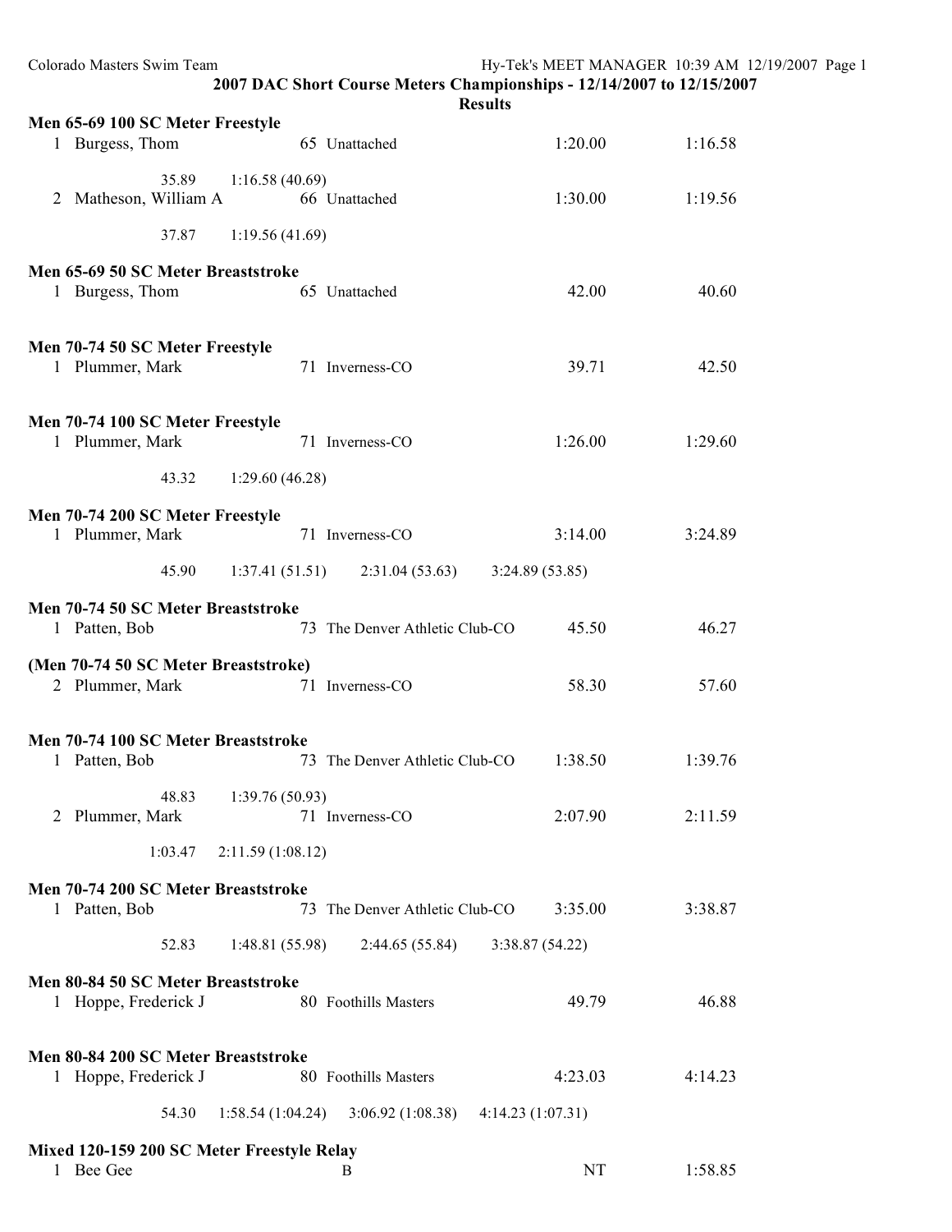## 2007 DAC Short Course Meters Championships - 12/14/2007 to 12/15/2007

### Results

**Men 65-69 100 SC Meter Freestyle**

1 Burgess, Thom 65 Unattached 1:20.00 1:16.58

35.89 1:16.58 (40.69)

2 Matheson, William A 66 Unattached 1:30.00 1:19.56

37.87 1:19.56 (41.69)

**Men 65-69 50 SC Meter Breaststroke**

1 Burgess, Thom 65 Unattached 42.00 40.60

**Men 70-74 50 SC Meter Freestyle**

1 Plummer, Mark 71 Inverness-CO 39.71 42.50

**Men 70-74 100 SC Meter Freestyle**

1 Plummer, Mark 71 Inverness-CO 1:26.00 1:29.60

43.32 1:29.60 (46.28)

**Men 70-74 200 SC Meter Freestyle**

1 Plummer, Mark 71 Inverness-CO 3:14.00 3:24.89

45.90 1:37.41 (51.51) 2:31.04 (53.63) 3:24.89 (53.85)

**Men 70-74 50 SC Meter Breaststroke**

1 Patten, Bob 73 The Denver Athletic Club-CO 45.50 46.27

**(Men 70-74 50 SC Meter Breaststroke)**

2 Plummer, Mark 71 Inverness-CO 58.30 57.60

**Men 70-74 100 SC Meter Breaststroke**

1 Patten, Bob 73 The Denver Athletic Club-CO 1:38.50 1:39.76

48.83 1:39.76 (50.93)

2 Plummer, Mark 71 Inverness-CO 2:07.90 2:11.59

1:03.47 2:11.59 (1:08.12)

**Men 70-74 200 SC Meter Breaststroke**

1 Patten, Bob 73 The Denver Athletic Club-CO 3:35.00 3:38.87

52.83 1:48.81 (55.98) 2:44.65 (55.84) 3:38.87 (54.22)

**Men 80-84 50 SC Meter Breaststroke**

1 Hoppe, Frederick J 80 Foothills Masters 49.79 46.88

**Men 80-84 200 SC Meter Breaststroke**

1 Hoppe, Frederick J 80 Foothills Masters 4:23.03 4:14.23

54.30 1:58.54 (1:04.24) 3:06.92 (1:08.38) 4:14.23 (1:07.31)

**Mixed 120-159 200 SC Meter Freestyle Relay**

1 Bee Gee B NT 1:58.85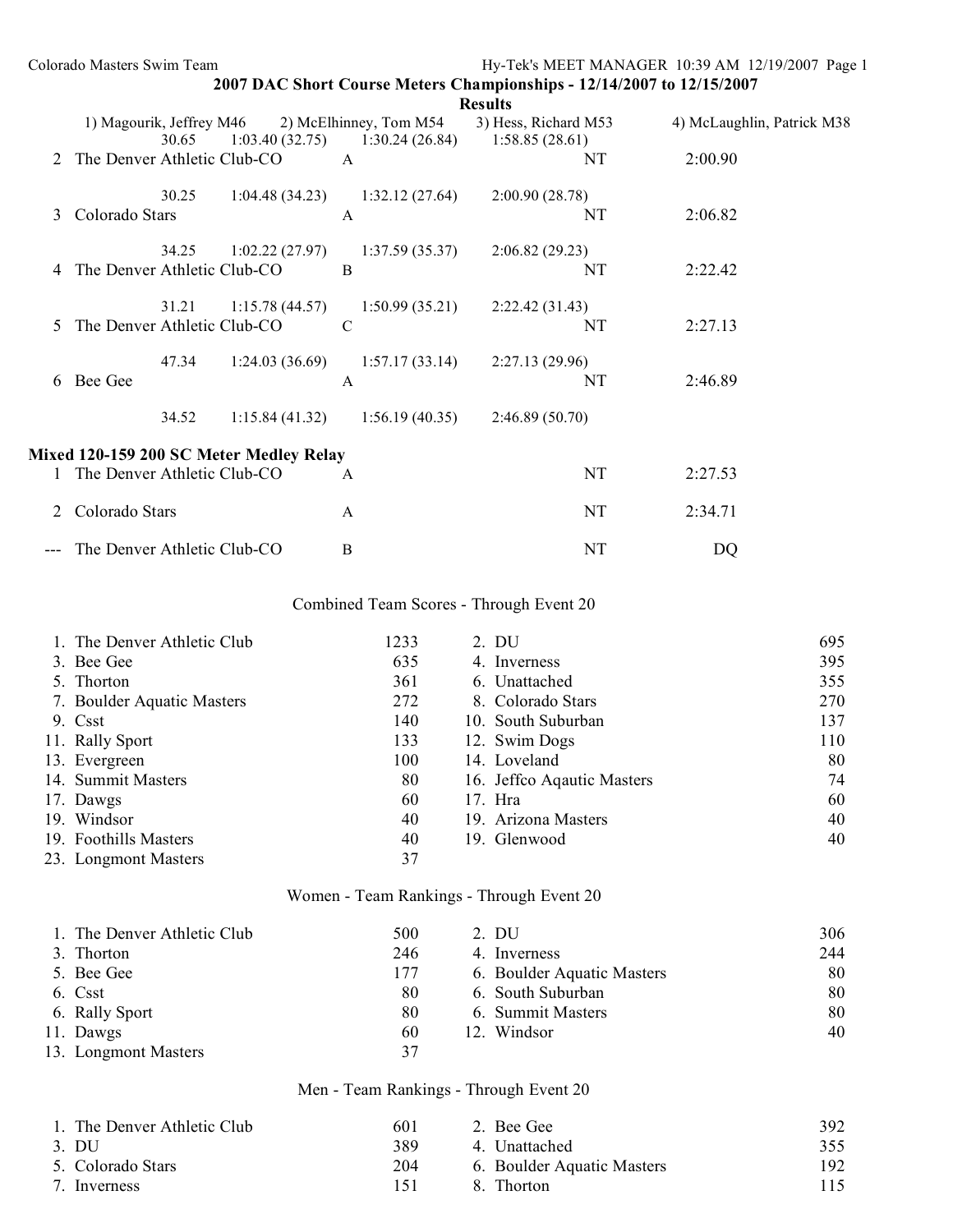## 2007 DAC Short Course Meters Championships - 12/14/2007 to 12/15/2007

### Results

1) Magourik, Jeffrey M46 2) McElhinney, Tom M54 3) Hess, Richard M53 4) McLaughlin, Patrick M38

30.65 1:03.40 (32.75) 1:30.24 (26.84) 1:58.85 (28.61)

| Place | Team | Relay | Seed Time | Finals Time |
|---|---|---|---|---|
| 2 | The Denver Athletic Club-CO | A | NT | 2:00.90 |
| | 30.25 1:04.48 (34.23) 1:32.12 (27.64) 2:00.90 (28.78) | | | |
| 3 | Colorado Stars | A | NT | 2:06.82 |
| | 34.25 1:02.22 (27.97) 1:37.59 (35.37) 2:06.82 (29.23) | | | |
| 4 | The Denver Athletic Club-CO | B | NT | 2:22.42 |
| | 31.21 1:15.78 (44.57) 1:50.99 (35.21) 2:22.42 (31.43) | | | |
| 5 | The Denver Athletic Club-CO | C | NT | 2:27.13 |
| | 47.34 1:24.03 (36.69) 1:57.17 (33.14) 2:27.13 (29.96) | | | |
| 6 | Bee Gee | A | NT | 2:46.89 |
| | 34.52 1:15.84 (41.32) 1:56.19 (40.35) 2:46.89 (50.70) | | | |

### Mixed 120-159 200 SC Meter Medley Relay

| Place | Team | Relay | Seed Time | Finals Time |
|---|---|---|---|---|
| 1 | The Denver Athletic Club-CO | A | NT | 2:27.53 |
| 2 | Colorado Stars | A | NT | 2:34.71 |
| --- | The Denver Athletic Club-CO | B | NT | DQ |

### Combined Team Scores - Through Event 20

| Rank | Team | Score | Rank | Team | Score |
|---|---|---|---|---|---|
| 1. | The Denver Athletic Club | 1233 | 2. | DU | 695 |
| 3. | Bee Gee | 635 | 4. | Inverness | 395 |
| 5. | Thorton | 361 | 6. | Unattached | 355 |
| 7. | Boulder Aquatic Masters | 272 | 8. | Colorado Stars | 270 |
| 9. | Csst | 140 | 10. | South Suburban | 137 |
| 11. | Rally Sport | 133 | 12. | Swim Dogs | 110 |
| 13. | Evergreen | 100 | 14. | Loveland | 80 |
| 14. | Summit Masters | 80 | 16. | Jeffco Aqatic Masters | 74 |
| 17. | Dawgs | 60 | 17. | Hra | 60 |
| 19. | Windsor | 40 | 19. | Arizona Masters | 40 |
| 19. | Foothills Masters | 40 | 19. | Glenwood | 40 |
| 23. | Longmont Masters | 37 | | | |

### Women - Team Rankings - Through Event 20

| Rank | Team | Score | Rank | Team | Score |
|---|---|---|---|---|---|
| 1. | The Denver Athletic Club | 500 | 2. | DU | 306 |
| 3. | Thorton | 246 | 4. | Inverness | 244 |
| 5. | Bee Gee | 177 | 6. | Boulder Aquatic Masters | 80 |
| 6. | Csst | 80 | 6. | South Suburban | 80 |
| 6. | Rally Sport | 80 | 6. | Summit Masters | 80 |
| 11. | Dawgs | 60 | 12. | Windsor | 40 |
| 13. | Longmont Masters | 37 | | | |

### Men - Team Rankings - Through Event 20

| Rank | Team | Score | Rank | Team | Score |
|---|---|---|---|---|---|
| 1. | The Denver Athletic Club | 601 | 2. | Bee Gee | 392 |
| 3. | DU | 389 | 4. | Unattached | 355 |
| 5. | Colorado Stars | 204 | 6. | Boulder Aquatic Masters | 192 |
| 7. | Inverness | 151 | 8. | Thorton | 115 |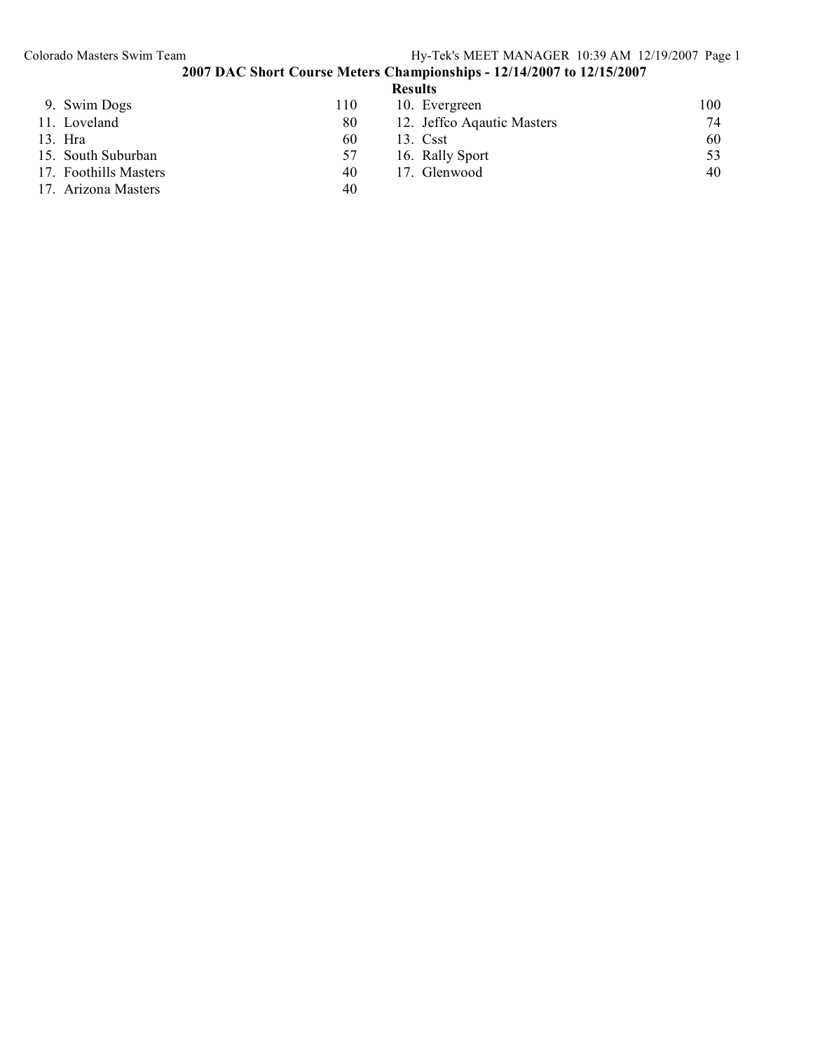## 2007 DAC Short Course Meters Championships - 12/14/2007 to 12/15/2007

### Results

9. Swim Dogs 110
10. Evergreen 100
11. Loveland 80
12. Jeffco Aqautic Masters 74
13. Hra 60
13. Csst 60
15. South Suburban 57
16. Rally Sport 53
17. Foothills Masters 40
17. Glenwood 40
17. Arizona Masters 40